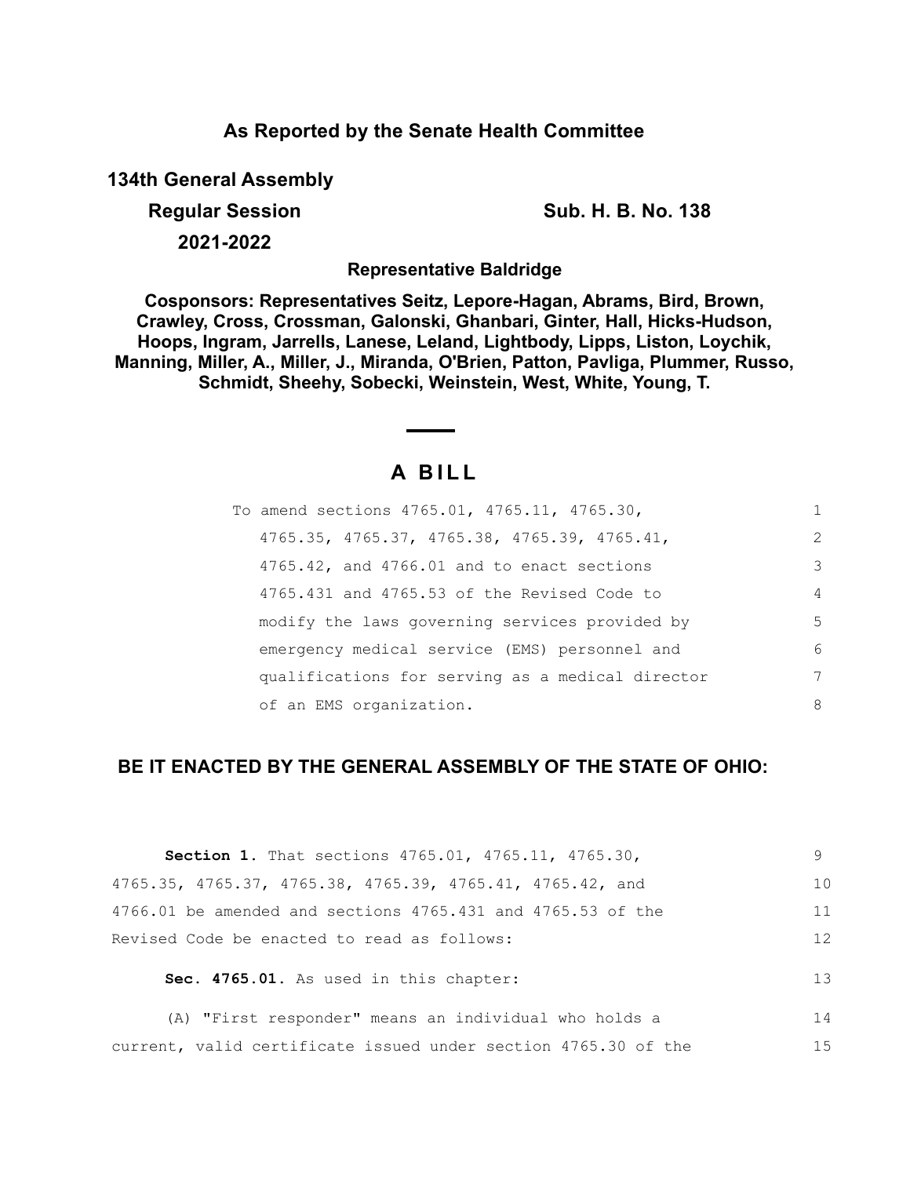## As Reported by the Senate Health Committee

**134th General Assembly**

**Regular Session** **Sub. H. B. No. 138**

**2021-2022**

**Representative Baldridge**

**Cosponsors: Representatives Seitz, Lepore-Hagan, Abrams, Bird, Brown, Crawley, Cross, Crossman, Galonski, Ghanbari, Ginter, Hall, Hicks-Hudson, Hoops, Ingram, Jarrells, Lanese, Leland, Lightbody, Lipps, Liston, Loychik, Manning, Miller, A., Miller, J., Miranda, O'Brien, Patton, Pavliga, Plummer, Russo, Schmidt, Sheehy, Sobecki, Weinstein, West, White, Young, T.**

# A BILL

To amend sections 4765.01, 4765.11, 4765.30, 4765.35, 4765.37, 4765.38, 4765.39, 4765.41, 4765.42, and 4766.01 and to enact sections 4765.431 and 4765.53 of the Revised Code to modify the laws governing services provided by emergency medical service (EMS) personnel and qualifications for serving as a medical director of an EMS organization.

**BE IT ENACTED BY THE GENERAL ASSEMBLY OF THE STATE OF OHIO:**

**Section 1.** That sections 4765.01, 4765.11, 4765.30, 4765.35, 4765.37, 4765.38, 4765.39, 4765.41, 4765.42, and 4766.01 be amended and sections 4765.431 and 4765.53 of the Revised Code be enacted to read as follows:

**Sec. 4765.01.** As used in this chapter:

(A) "First responder" means an individual who holds a current, valid certificate issued under section 4765.30 of the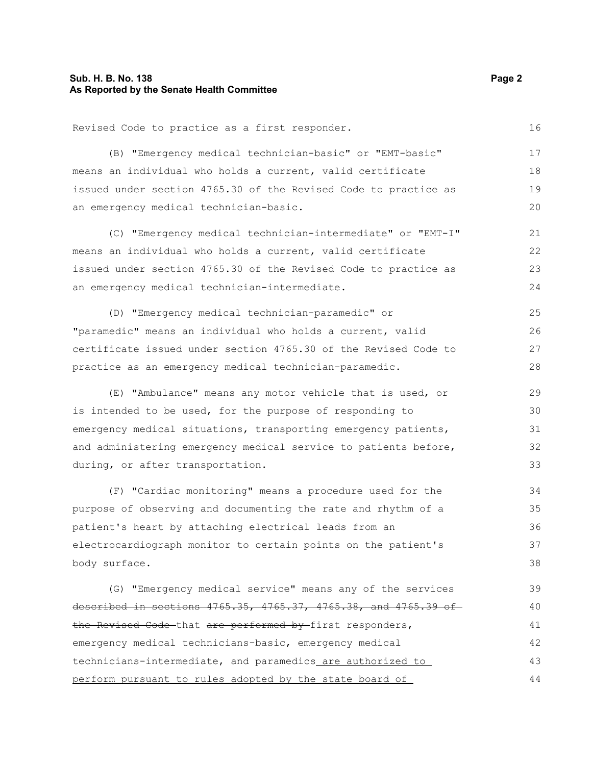Revised Code to practice as a first responder.

(B) "Emergency medical technician-basic" or "EMT-basic" means an individual who holds a current, valid certificate issued under section 4765.30 of the Revised Code to practice as an emergency medical technician-basic.

(C) "Emergency medical technician-intermediate" or "EMT-I" means an individual who holds a current, valid certificate issued under section 4765.30 of the Revised Code to practice as an emergency medical technician-intermediate.

(D) "Emergency medical technician-paramedic" or "paramedic" means an individual who holds a current, valid certificate issued under section 4765.30 of the Revised Code to practice as an emergency medical technician-paramedic.

(E) "Ambulance" means any motor vehicle that is used, or is intended to be used, for the purpose of responding to emergency medical situations, transporting emergency patients, and administering emergency medical service to patients before, during, or after transportation.

(F) "Cardiac monitoring" means a procedure used for the purpose of observing and documenting the rate and rhythm of a patient's heart by attaching electrical leads from an electrocardiograph monitor to certain points on the patient's body surface.

(G) "Emergency medical service" means any of the services ~~described in sections 4765.35, 4765.37, 4765.38, and 4765.39 of the Revised Code~~ that ~~are performed by~~ first responders, emergency medical technicians-basic, emergency medical technicians-intermediate, and paramedics<u> are authorized to perform pursuant to rules adopted by the state board of</u>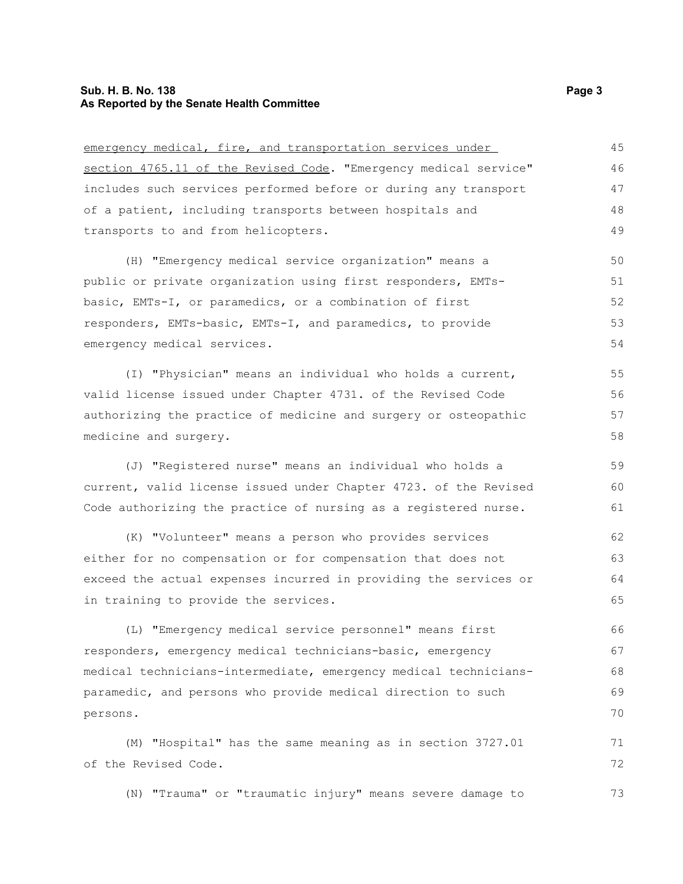emergency medical, fire, and transportation services under section 4765.11 of the Revised Code. "Emergency medical service" includes such services performed before or during any transport of a patient, including transports between hospitals and transports to and from helicopters.

(H) "Emergency medical service organization" means a public or private organization using first responders, EMTs-basic, EMTs-I, or paramedics, or a combination of first responders, EMTs-basic, EMTs-I, and paramedics, to provide emergency medical services.

(I) "Physician" means an individual who holds a current, valid license issued under Chapter 4731. of the Revised Code authorizing the practice of medicine and surgery or osteopathic medicine and surgery.

(J) "Registered nurse" means an individual who holds a current, valid license issued under Chapter 4723. of the Revised Code authorizing the practice of nursing as a registered nurse.

(K) "Volunteer" means a person who provides services either for no compensation or for compensation that does not exceed the actual expenses incurred in providing the services or in training to provide the services.

(L) "Emergency medical service personnel" means first responders, emergency medical technicians-basic, emergency medical technicians-intermediate, emergency medical technicians-paramedic, and persons who provide medical direction to such persons.

(M) "Hospital" has the same meaning as in section 3727.01 of the Revised Code.

(N) "Trauma" or "traumatic injury" means severe damage to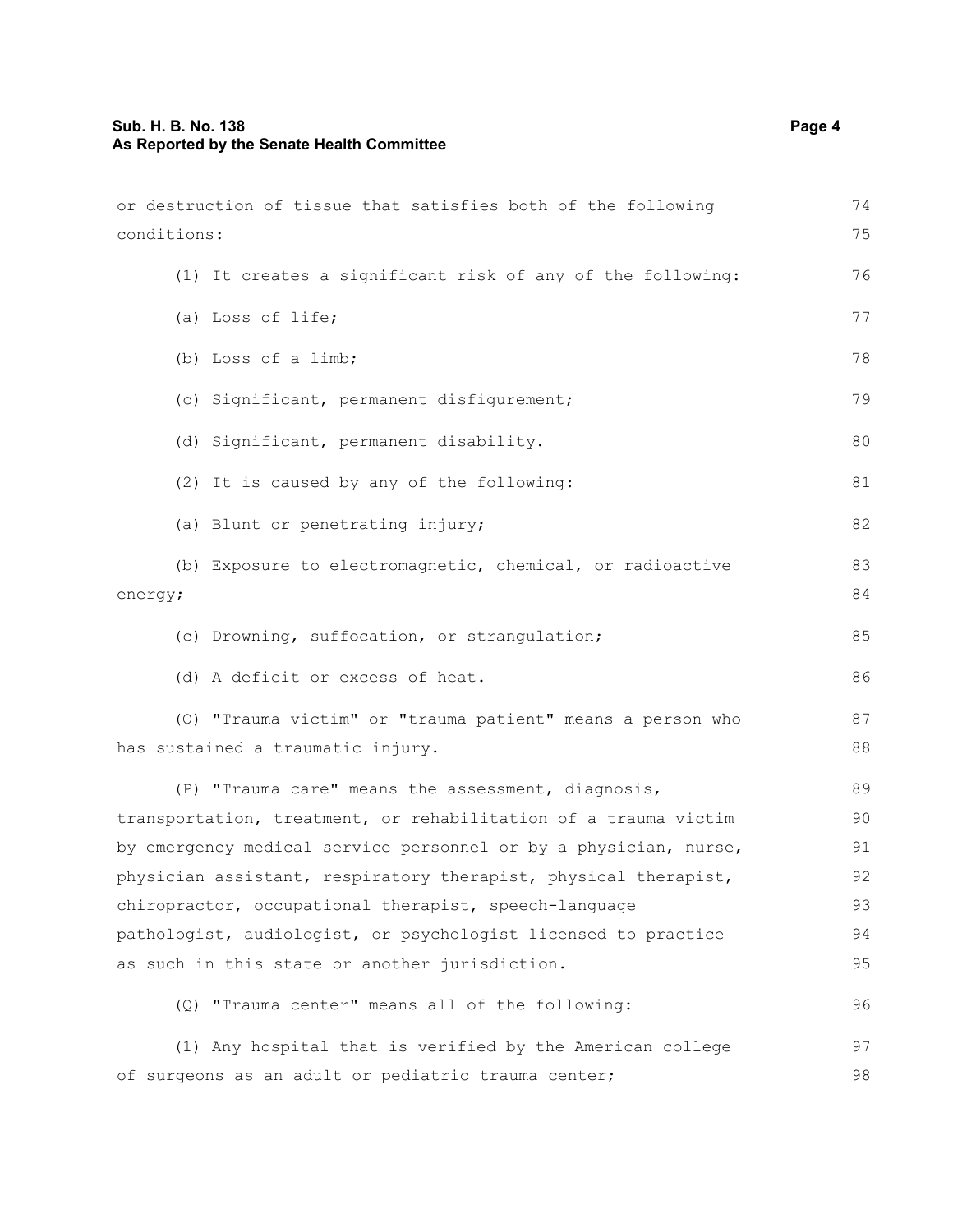or destruction of tissue that satisfies both of the following conditions:

(1) It creates a significant risk of any of the following:

(a) Loss of life;

(b) Loss of a limb;

(c) Significant, permanent disfigurement;

(d) Significant, permanent disability.

(2) It is caused by any of the following:

(a) Blunt or penetrating injury;

(b) Exposure to electromagnetic, chemical, or radioactive energy;

(c) Drowning, suffocation, or strangulation;

(d) A deficit or excess of heat.

(O) "Trauma victim" or "trauma patient" means a person who has sustained a traumatic injury.

(P) "Trauma care" means the assessment, diagnosis, transportation, treatment, or rehabilitation of a trauma victim by emergency medical service personnel or by a physician, nurse, physician assistant, respiratory therapist, physical therapist, chiropractor, occupational therapist, speech-language pathologist, audiologist, or psychologist licensed to practice as such in this state or another jurisdiction.

(Q) "Trauma center" means all of the following:

(1) Any hospital that is verified by the American college of surgeons as an adult or pediatric trauma center;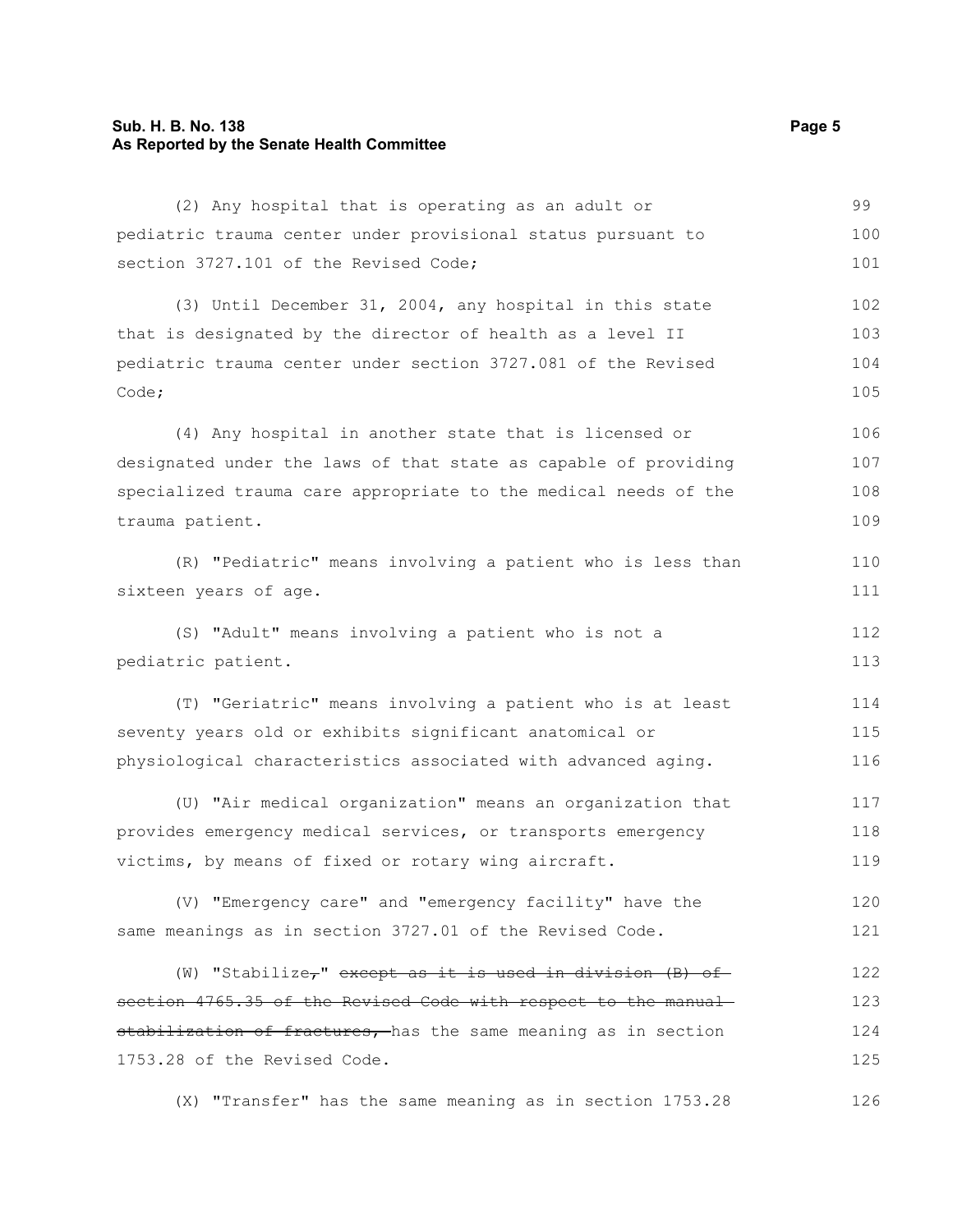(2) Any hospital that is operating as an adult or pediatric trauma center under provisional status pursuant to section 3727.101 of the Revised Code;

(3) Until December 31, 2004, any hospital in this state that is designated by the director of health as a level II pediatric trauma center under section 3727.081 of the Revised Code;

(4) Any hospital in another state that is licensed or designated under the laws of that state as capable of providing specialized trauma care appropriate to the medical needs of the trauma patient.

(R) "Pediatric" means involving a patient who is less than sixteen years of age.

(S) "Adult" means involving a patient who is not a pediatric patient.

(T) "Geriatric" means involving a patient who is at least seventy years old or exhibits significant anatomical or physiological characteristics associated with advanced aging.

(U) "Air medical organization" means an organization that provides emergency medical services, or transports emergency victims, by means of fixed or rotary wing aircraft.

(V) "Emergency care" and "emergency facility" have the same meanings as in section 3727.01 of the Revised Code.

(W) "Stabilize~~,~~" ~~except as it is used in division (B) of section 4765.35 of the Revised Code with respect to the manual stabilization of fractures,~~ has the same meaning as in section 1753.28 of the Revised Code.

(X) "Transfer" has the same meaning as in section 1753.28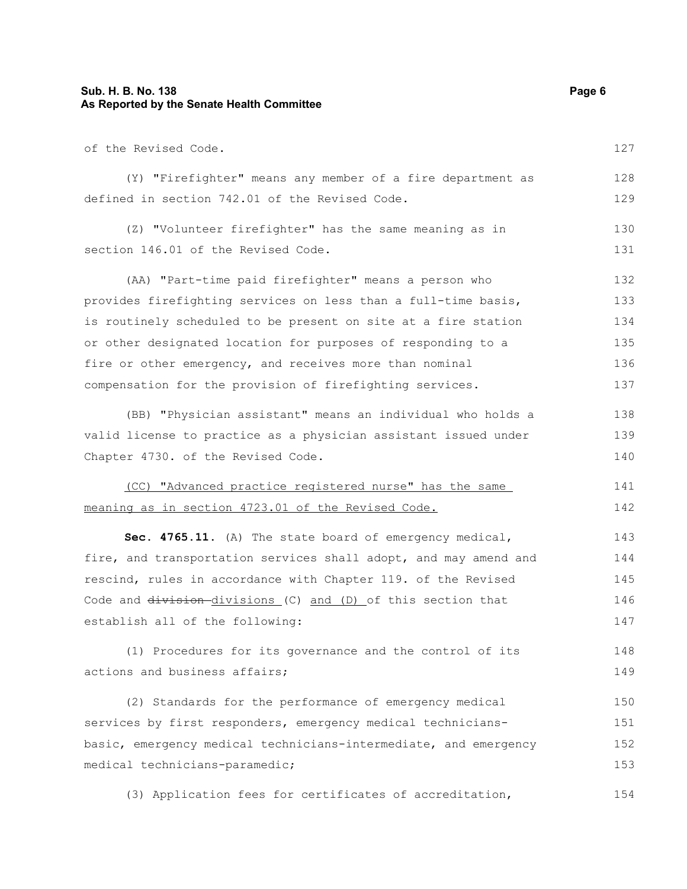of the Revised Code.

(Y) "Firefighter" means any member of a fire department as defined in section 742.01 of the Revised Code.

(Z) "Volunteer firefighter" has the same meaning as in section 146.01 of the Revised Code.

(AA) "Part-time paid firefighter" means a person who provides firefighting services on less than a full-time basis, is routinely scheduled to be present on site at a fire station or other designated location for purposes of responding to a fire or other emergency, and receives more than nominal compensation for the provision of firefighting services.

(BB) "Physician assistant" means an individual who holds a valid license to practice as a physician assistant issued under Chapter 4730. of the Revised Code.

<u>(CC) "Advanced practice registered nurse" has the same meaning as in section 4723.01 of the Revised Code.</u>

**Sec. 4765.11.** (A) The state board of emergency medical, fire, and transportation services shall adopt, and may amend and rescind, rules in accordance with Chapter 119. of the Revised Code and ~~division~~ <u>divisions</u> (C) <u>and (D)</u> of this section that establish all of the following:

(1) Procedures for its governance and the control of its actions and business affairs;

(2) Standards for the performance of emergency medical services by first responders, emergency medical technicians-basic, emergency medical technicians-intermediate, and emergency medical technicians-paramedic;

(3) Application fees for certificates of accreditation,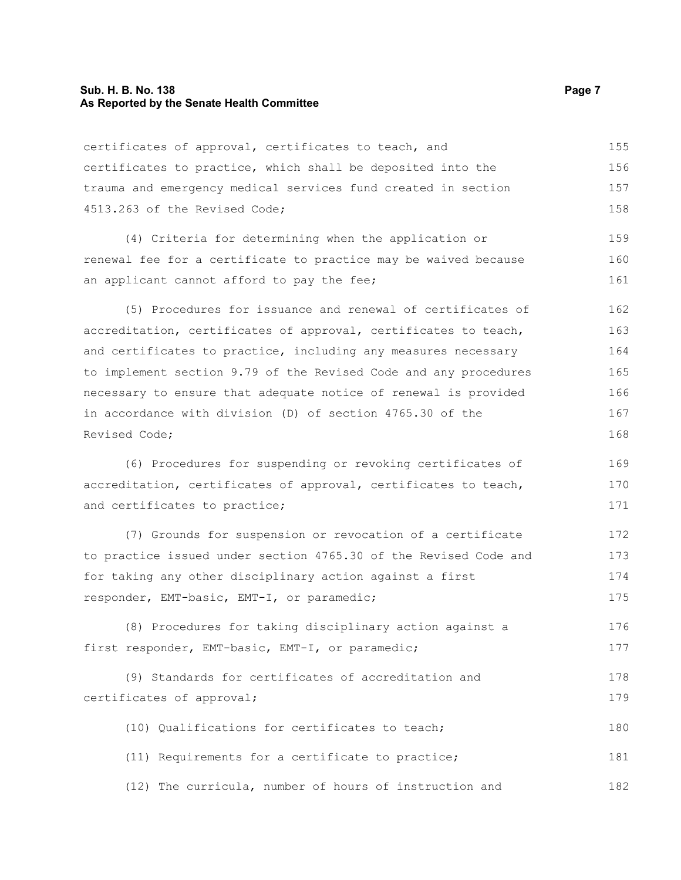certificates of approval, certificates to teach, and certificates to practice, which shall be deposited into the trauma and emergency medical services fund created in section 4513.263 of the Revised Code;

(4) Criteria for determining when the application or renewal fee for a certificate to practice may be waived because an applicant cannot afford to pay the fee;

(5) Procedures for issuance and renewal of certificates of accreditation, certificates of approval, certificates to teach, and certificates to practice, including any measures necessary to implement section 9.79 of the Revised Code and any procedures necessary to ensure that adequate notice of renewal is provided in accordance with division (D) of section 4765.30 of the Revised Code;

(6) Procedures for suspending or revoking certificates of accreditation, certificates of approval, certificates to teach, and certificates to practice;

(7) Grounds for suspension or revocation of a certificate to practice issued under section 4765.30 of the Revised Code and for taking any other disciplinary action against a first responder, EMT-basic, EMT-I, or paramedic;

(8) Procedures for taking disciplinary action against a first responder, EMT-basic, EMT-I, or paramedic;

(9) Standards for certificates of accreditation and certificates of approval;

(10) Qualifications for certificates to teach;

(11) Requirements for a certificate to practice;

(12) The curricula, number of hours of instruction and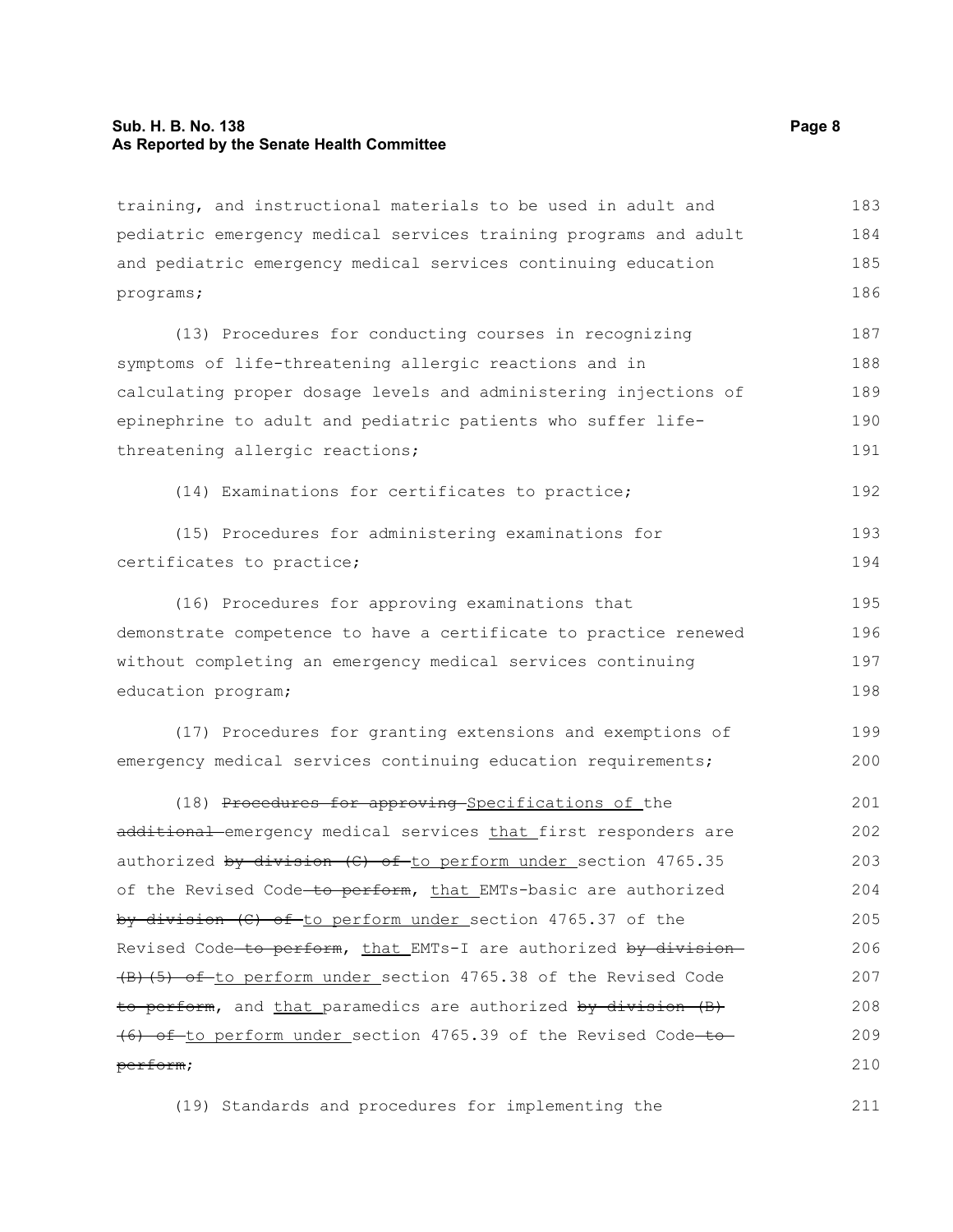training, and instructional materials to be used in adult and pediatric emergency medical services training programs and adult and pediatric emergency medical services continuing education programs;

(13) Procedures for conducting courses in recognizing symptoms of life-threatening allergic reactions and in calculating proper dosage levels and administering injections of epinephrine to adult and pediatric patients who suffer life-threatening allergic reactions;

(14) Examinations for certificates to practice;

(15) Procedures for administering examinations for certificates to practice;

(16) Procedures for approving examinations that demonstrate competence to have a certificate to practice renewed without completing an emergency medical services continuing education program;

(17) Procedures for granting extensions and exemptions of emergency medical services continuing education requirements;

(18) ~~Procedures for approving~~ Specifications of the ~~additional~~ emergency medical services that first responders are authorized ~~by division (C) of~~ to perform under section 4765.35 of the Revised Code ~~to perform~~, that EMTs-basic are authorized ~~by division (C) of~~ to perform under section 4765.37 of the Revised Code ~~to perform~~, that EMTs-I are authorized ~~by division (B)(5) of~~ to perform under section 4765.38 of the Revised Code ~~to perform~~, and that paramedics are authorized ~~by division (B)(6) of~~ to perform under section 4765.39 of the Revised Code ~~to perform~~;

(19) Standards and procedures for implementing the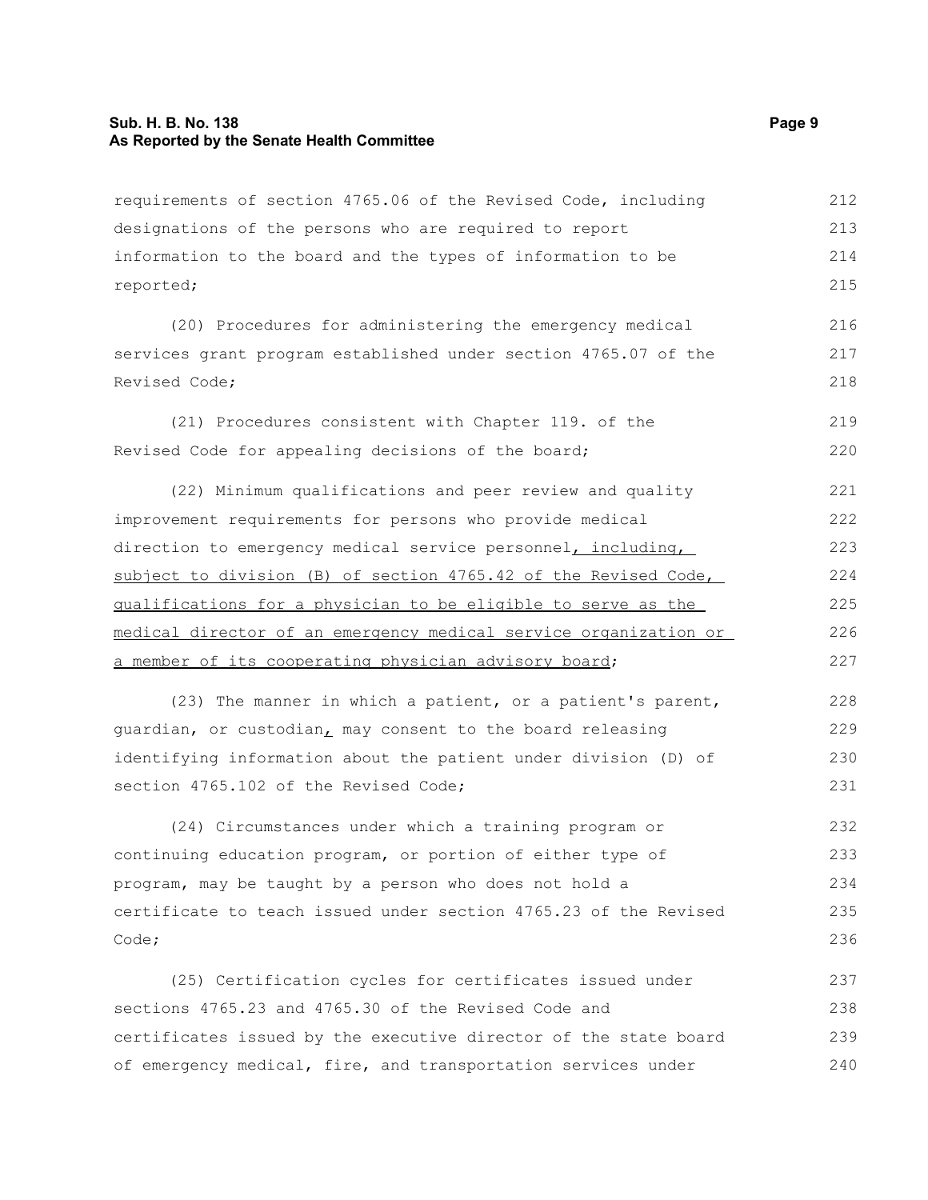requirements of section 4765.06 of the Revised Code, including designations of the persons who are required to report information to the board and the types of information to be reported;

(20) Procedures for administering the emergency medical services grant program established under section 4765.07 of the Revised Code;

(21) Procedures consistent with Chapter 119. of the Revised Code for appealing decisions of the board;

(22) Minimum qualifications and peer review and quality improvement requirements for persons who provide medical direction to emergency medical service personnel<u>, including, subject to division (B) of section 4765.42 of the Revised Code, qualifications for a physician to be eligible to serve as the medical director of an emergency medical service organization or a member of its cooperating physician advisory board</u>;

(23) The manner in which a patient, or a patient's parent, guardian, or custodian<u>,</u> may consent to the board releasing identifying information about the patient under division (D) of section 4765.102 of the Revised Code;

(24) Circumstances under which a training program or continuing education program, or portion of either type of program, may be taught by a person who does not hold a certificate to teach issued under section 4765.23 of the Revised Code;

(25) Certification cycles for certificates issued under sections 4765.23 and 4765.30 of the Revised Code and certificates issued by the executive director of the state board of emergency medical, fire, and transportation services under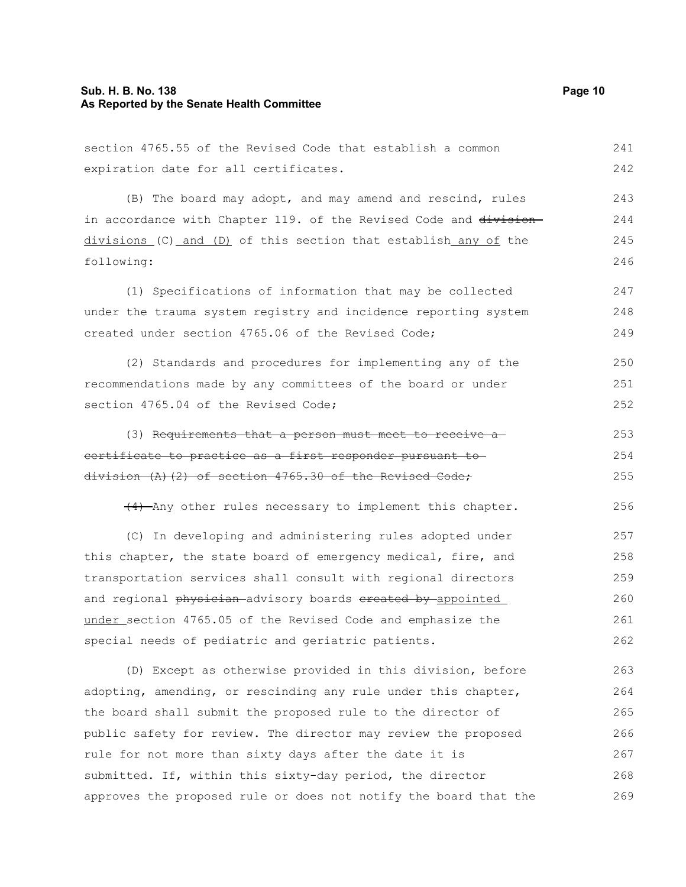section 4765.55 of the Revised Code that establish a common expiration date for all certificates.

(B) The board may adopt, and may amend and rescind, rules in accordance with Chapter 119. of the Revised Code and ~~division~~ divisions (C) and (D) of this section that establish any of the following:

(1) Specifications of information that may be collected under the trauma system registry and incidence reporting system created under section 4765.06 of the Revised Code;

(2) Standards and procedures for implementing any of the recommendations made by any committees of the board or under section 4765.04 of the Revised Code;

(3) ~~Requirements that a person must meet to receive a certificate to practice as a first responder pursuant to division (A)(2) of section 4765.30 of the Revised Code;~~

~~(4)~~ Any other rules necessary to implement this chapter.

(C) In developing and administering rules adopted under this chapter, the state board of emergency medical, fire, and transportation services shall consult with regional directors and regional ~~physician~~ advisory boards ~~created by~~ appointed under section 4765.05 of the Revised Code and emphasize the special needs of pediatric and geriatric patients.

(D) Except as otherwise provided in this division, before adopting, amending, or rescinding any rule under this chapter, the board shall submit the proposed rule to the director of public safety for review. The director may review the proposed rule for not more than sixty days after the date it is submitted. If, within this sixty-day period, the director approves the proposed rule or does not notify the board that the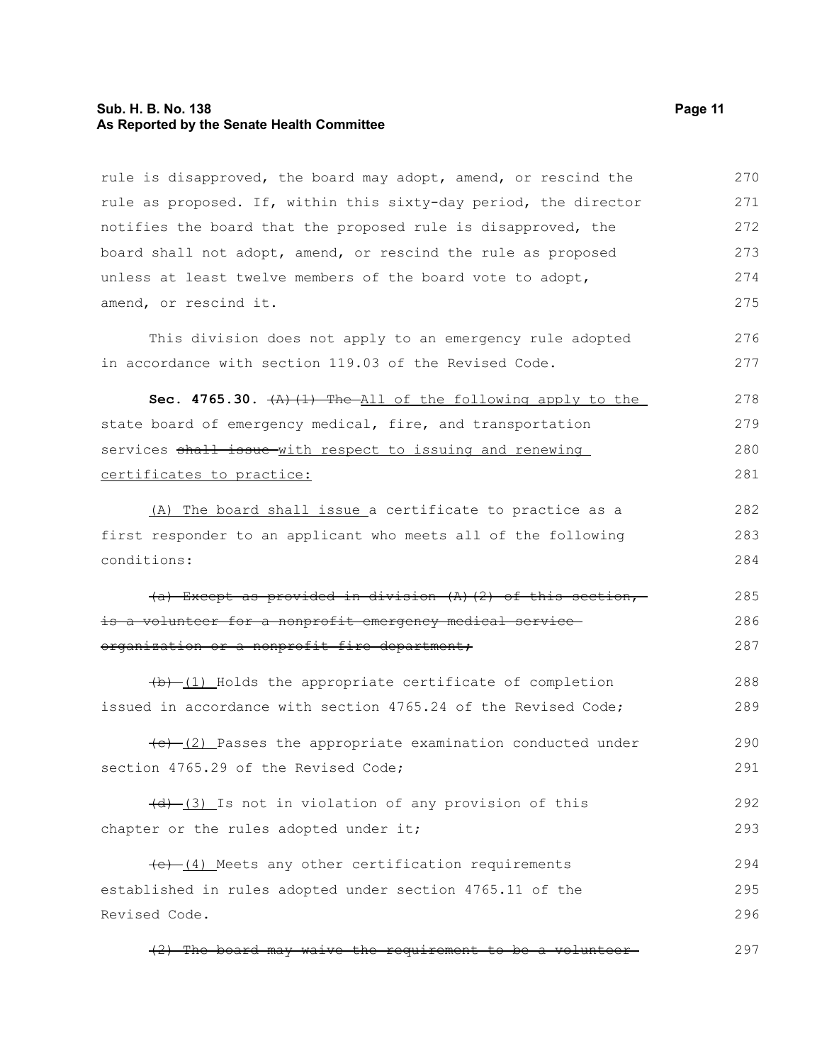rule is disapproved, the board may adopt, amend, or rescind the rule as proposed. If, within this sixty-day period, the director notifies the board that the proposed rule is disapproved, the board shall not adopt, amend, or rescind the rule as proposed unless at least twelve members of the board vote to adopt, amend, or rescind it.

This division does not apply to an emergency rule adopted in accordance with section 119.03 of the Revised Code.

**Sec. 4765.30.** ~~(A)(1) The~~ All of the following apply to the state board of emergency medical, fire, and transportation services ~~shall issue~~ with respect to issuing and renewing certificates to practice:

(A) The board shall issue a certificate to practice as a first responder to an applicant who meets all of the following conditions:

~~(a) Except as provided in division (A)(2) of this section, is a volunteer for a nonprofit emergency medical service organization or a nonprofit fire department;~~

~~(b)~~ (1) Holds the appropriate certificate of completion issued in accordance with section 4765.24 of the Revised Code;

~~(c)~~ (2) Passes the appropriate examination conducted under section 4765.29 of the Revised Code;

~~(d)~~ (3) Is not in violation of any provision of this chapter or the rules adopted under it;

~~(e)~~ (4) Meets any other certification requirements established in rules adopted under section 4765.11 of the Revised Code.

~~(2) The board may waive the requirement to be a volunteer~~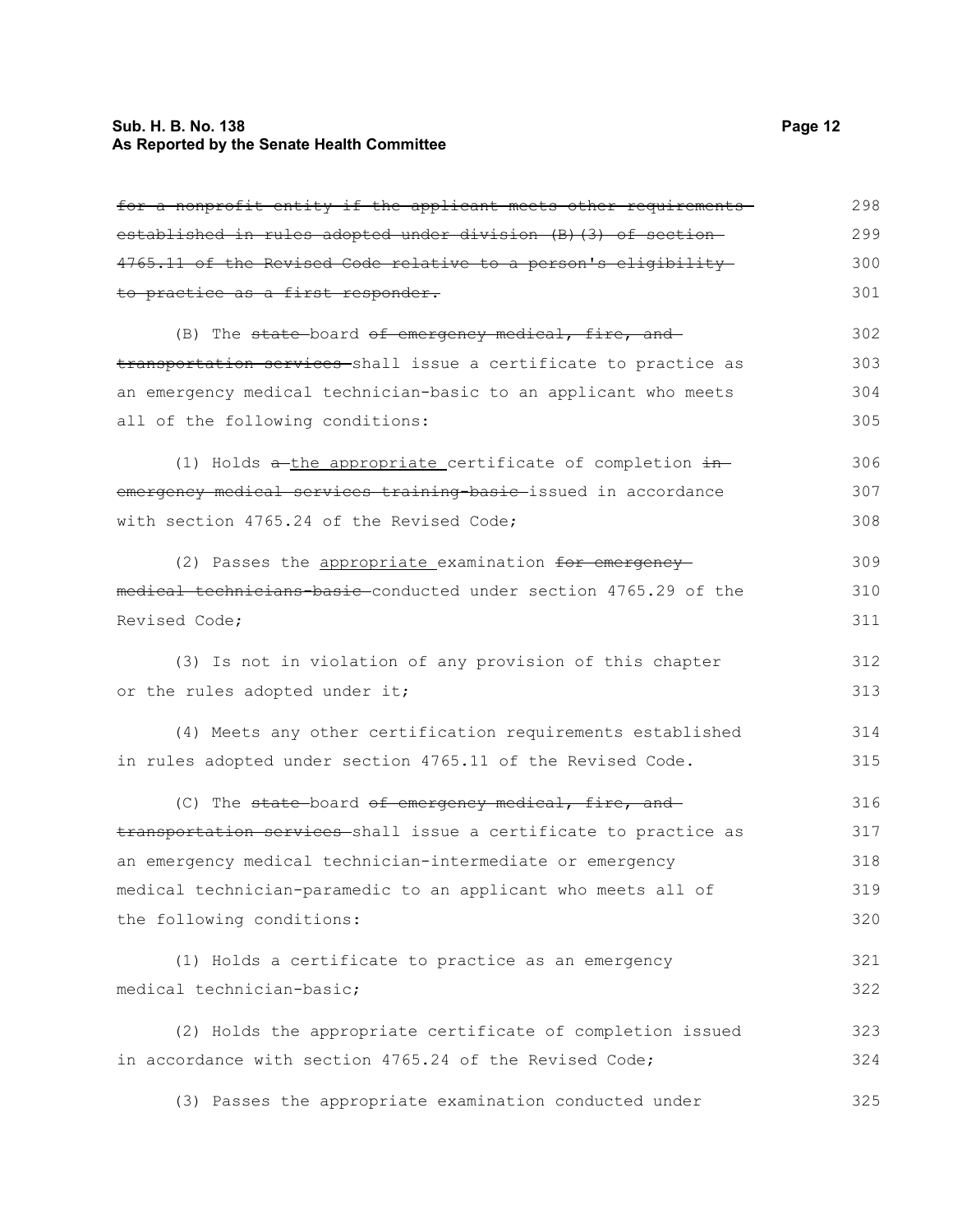~~for a nonprofit entity if the applicant meets other requirements established in rules adopted under division (B)(3) of section 4765.11 of the Revised Code relative to a person's eligibility to practice as a first responder.~~

(B) The ~~state~~ board ~~of emergency medical, fire, and transportation services~~ shall issue a certificate to practice as an emergency medical technician-basic to an applicant who meets all of the following conditions:

(1) Holds ~~a~~ the appropriate certificate of completion ~~in emergency medical services training-basic~~ issued in accordance with section 4765.24 of the Revised Code;

(2) Passes the appropriate examination ~~for emergency medical technicians-basic~~ conducted under section 4765.29 of the Revised Code;

(3) Is not in violation of any provision of this chapter or the rules adopted under it;

(4) Meets any other certification requirements established in rules adopted under section 4765.11 of the Revised Code.

(C) The ~~state~~ board ~~of emergency medical, fire, and transportation services~~ shall issue a certificate to practice as an emergency medical technician-intermediate or emergency medical technician-paramedic to an applicant who meets all of the following conditions:

(1) Holds a certificate to practice as an emergency medical technician-basic;

(2) Holds the appropriate certificate of completion issued in accordance with section 4765.24 of the Revised Code;

(3) Passes the appropriate examination conducted under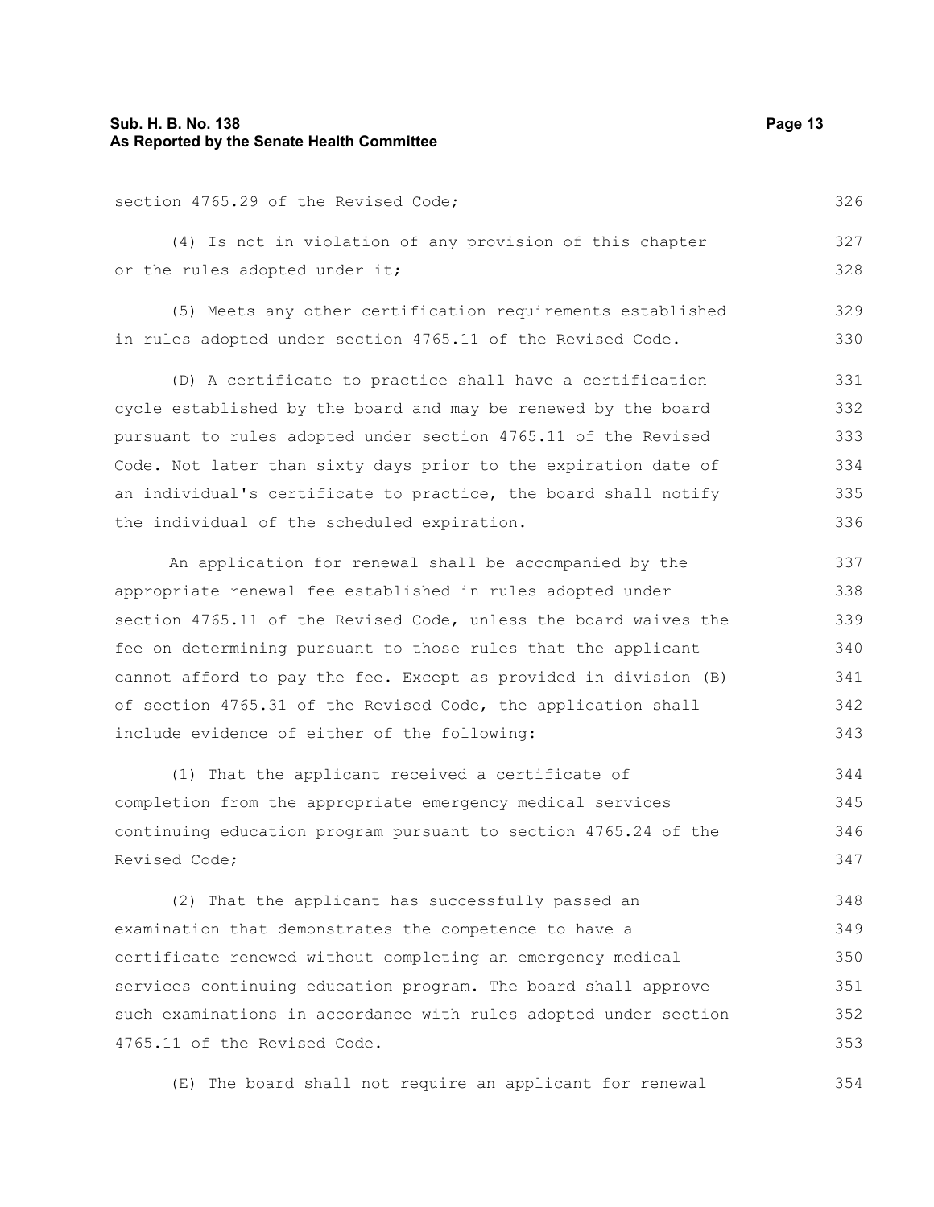section 4765.29 of the Revised Code;

(4) Is not in violation of any provision of this chapter or the rules adopted under it;

(5) Meets any other certification requirements established in rules adopted under section 4765.11 of the Revised Code.

(D) A certificate to practice shall have a certification cycle established by the board and may be renewed by the board pursuant to rules adopted under section 4765.11 of the Revised Code. Not later than sixty days prior to the expiration date of an individual's certificate to practice, the board shall notify the individual of the scheduled expiration.

An application for renewal shall be accompanied by the appropriate renewal fee established in rules adopted under section 4765.11 of the Revised Code, unless the board waives the fee on determining pursuant to those rules that the applicant cannot afford to pay the fee. Except as provided in division (B) of section 4765.31 of the Revised Code, the application shall include evidence of either of the following:

(1) That the applicant received a certificate of completion from the appropriate emergency medical services continuing education program pursuant to section 4765.24 of the Revised Code;

(2) That the applicant has successfully passed an examination that demonstrates the competence to have a certificate renewed without completing an emergency medical services continuing education program. The board shall approve such examinations in accordance with rules adopted under section 4765.11 of the Revised Code.

(E) The board shall not require an applicant for renewal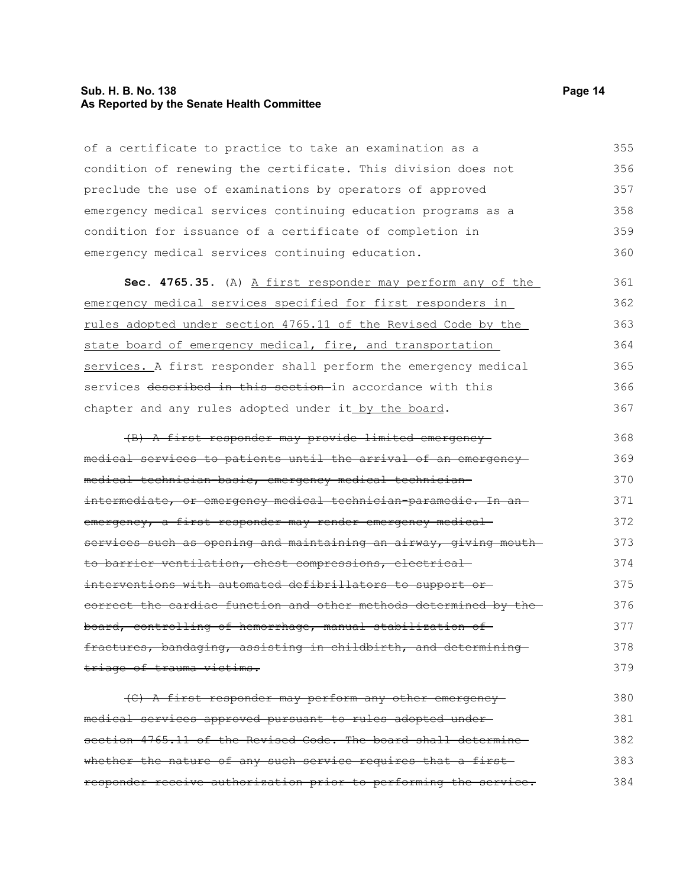of a certificate to practice to take an examination as a condition of renewing the certificate. This division does not preclude the use of examinations by operators of approved emergency medical services continuing education programs as a condition for issuance of a certificate of completion in emergency medical services continuing education.

**Sec. 4765.35.** (A) <u>A first responder may perform any of the emergency medical services specified for first responders in rules adopted under section 4765.11 of the Revised Code by the state board of emergency medical, fire, and transportation services.</u> A first responder shall perform the emergency medical services ~~described in this section~~ in accordance with this chapter and any rules adopted under it<u> by the board</u>.

~~(B) A first responder may provide limited emergency medical services to patients until the arrival of an emergency medical technician-basic, emergency medical technician-intermediate, or emergency medical technician-paramedic. In an emergency, a first responder may render emergency medical services such as opening and maintaining an airway, giving mouth to barrier ventilation, chest compressions, electrical interventions with automated defibrillators to support or correct the cardiac function and other methods determined by the board, controlling of hemorrhage, manual stabilization of fractures, bandaging, assisting in childbirth, and determining triage of trauma victims.~~

~~(C) A first responder may perform any other emergency medical services approved pursuant to rules adopted under section 4765.11 of the Revised Code. The board shall determine whether the nature of any such service requires that a first responder receive authorization prior to performing the service.~~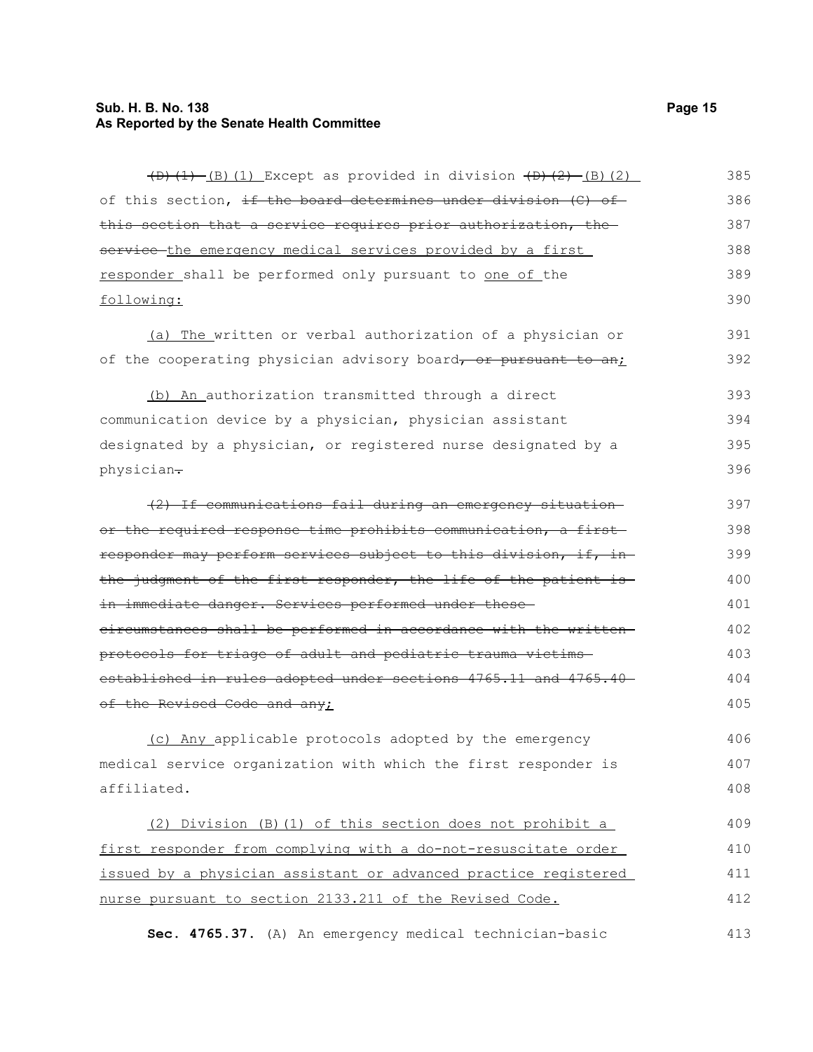~~(D)(1)~~ (B)(1) Except as provided in division ~~(D)(2)~~ (B)(2) of this section, ~~if the board determines under division (C) of this section that a service requires prior authorization, the service~~ the emergency medical services provided by a first responder shall be performed only pursuant to one of the following:

(a) The written or verbal authorization of a physician or of the cooperating physician advisory board~~, or pursuant to an~~;

(b) An authorization transmitted through a direct communication device by a physician, physician assistant designated by a physician, or registered nurse designated by a physician~~.~~

~~(2) If communications fail during an emergency situation or the required response time prohibits communication, a first responder may perform services subject to this division, if, in the judgment of the first responder, the life of the patient is in immediate danger. Services performed under these circumstances shall be performed in accordance with the written protocols for triage of adult and pediatric trauma victims established in rules adopted under sections 4765.11 and 4765.40 of the Revised Code and any~~;

(c) Any applicable protocols adopted by the emergency medical service organization with which the first responder is affiliated.

(2) Division (B)(1) of this section does not prohibit a first responder from complying with a do-not-resuscitate order issued by a physician assistant or advanced practice registered nurse pursuant to section 2133.211 of the Revised Code.

**Sec. 4765.37.** (A) An emergency medical technician-basic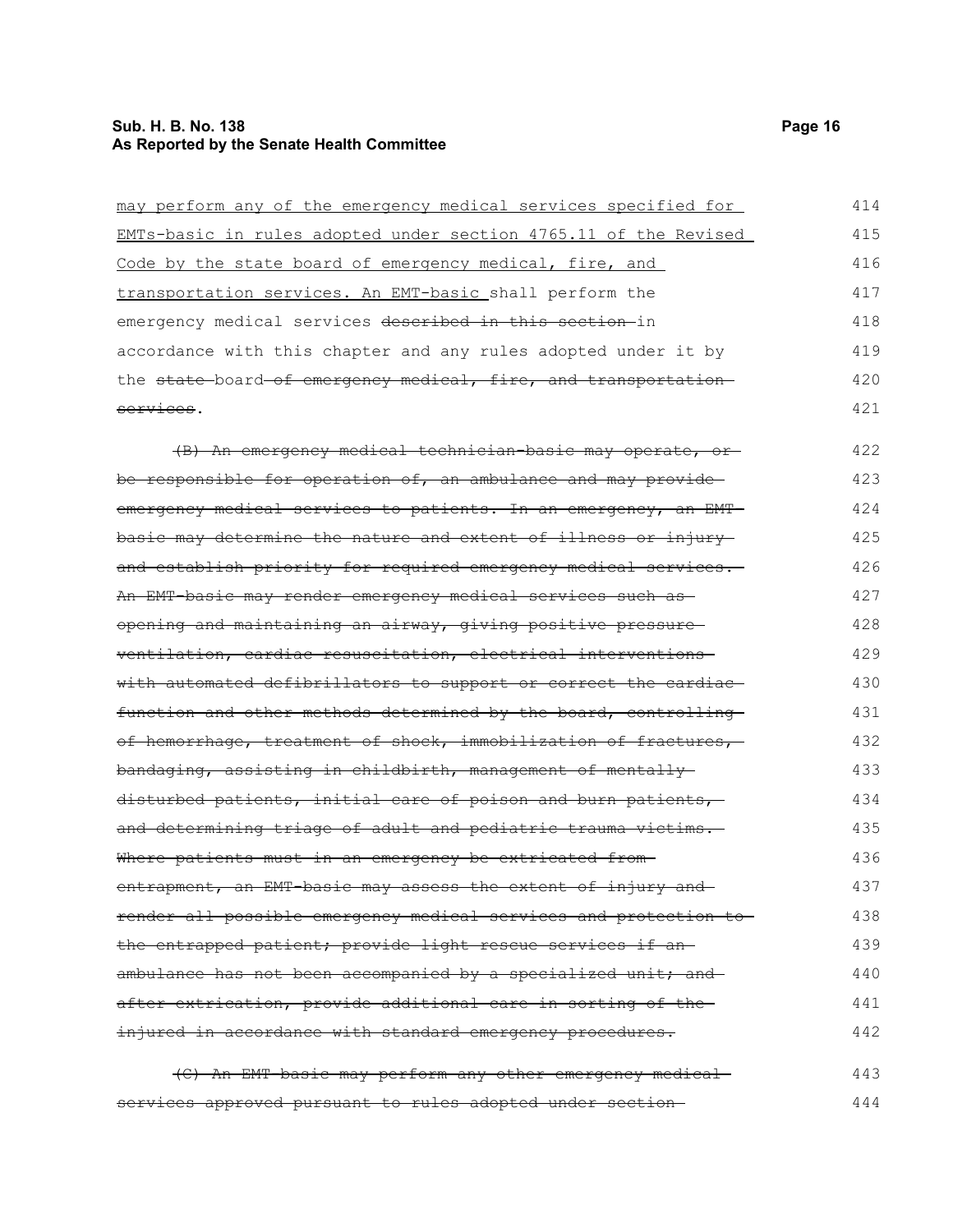may perform any of the emergency medical services specified for EMTs-basic in rules adopted under section 4765.11 of the Revised Code by the state board of emergency medical, fire, and transportation services. An EMT-basic shall perform the emergency medical services ~~described in this section~~ in accordance with this chapter and any rules adopted under it by the ~~state~~ board ~~of emergency medical, fire, and transportation services~~.

~~(B) An emergency medical technician-basic may operate, or be responsible for operation of, an ambulance and may provide emergency medical services to patients. In an emergency, an EMT-basic may determine the nature and extent of illness or injury and establish priority for required emergency medical services. An EMT-basic may render emergency medical services such as opening and maintaining an airway, giving positive pressure ventilation, cardiac resuscitation, electrical interventions with automated defibrillators to support or correct the cardiac function and other methods determined by the board, controlling of hemorrhage, treatment of shock, immobilization of fractures, bandaging, assisting in childbirth, management of mentally disturbed patients, initial care of poison and burn patients, and determining triage of adult and pediatric trauma victims. Where patients must in an emergency be extricated from entrapment, an EMT-basic may assess the extent of injury and render all possible emergency medical services and protection to the entrapped patient; provide light rescue services if an ambulance has not been accompanied by a specialized unit; and after extrication, provide additional care in sorting of the injured in accordance with standard emergency procedures.~~

~~(C) An EMT-basic may perform any other emergency medical services approved pursuant to rules adopted under section~~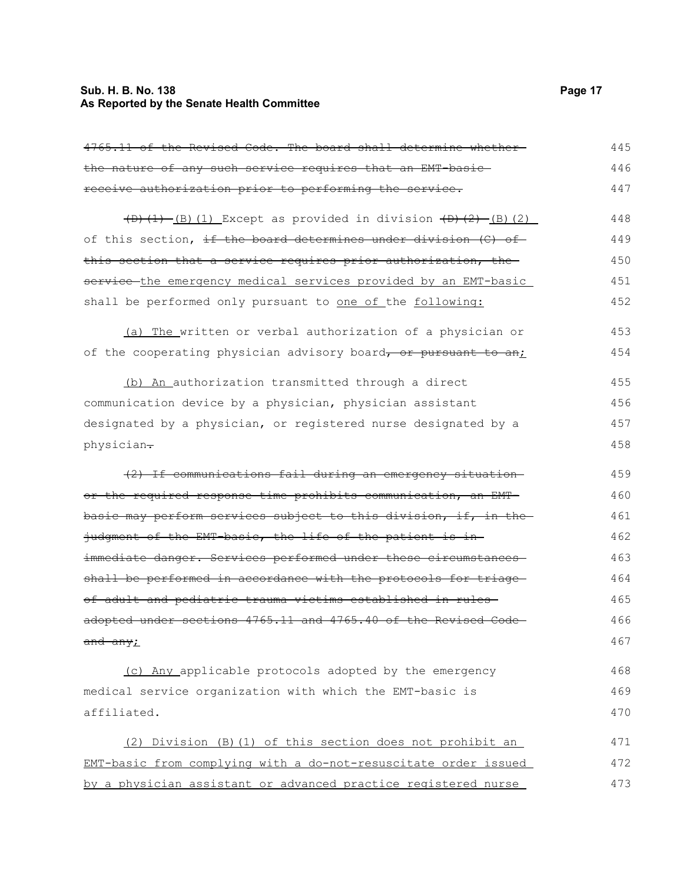~~4765.11 of the Revised Code. The board shall determine whether the nature of any such service requires that an EMT-basic receive authorization prior to performing the service.~~

~~(D)(1)~~ (B)(1) Except as provided in division ~~(D)(2)~~ (B)(2) of this section, ~~if the board determines under division (C) of this section that a service requires prior authorization, the service~~ the emergency medical services provided by an EMT-basic shall be performed only pursuant to one of the following:

(a) The written or verbal authorization of a physician or of the cooperating physician advisory board~~, or pursuant to an~~;

(b) An authorization transmitted through a direct communication device by a physician, physician assistant designated by a physician, or registered nurse designated by a physician~~.~~

~~(2) If communications fail during an emergency situation or the required response time prohibits communication, an EMT-basic may perform services subject to this division, if, in the judgment of the EMT-basic, the life of the patient is in immediate danger. Services performed under these circumstances shall be performed in accordance with the protocols for triage of adult and pediatric trauma victims established in rules adopted under sections 4765.11 and 4765.40 of the Revised Code and any~~;

(c) Any applicable protocols adopted by the emergency medical service organization with which the EMT-basic is affiliated.

(2) Division (B)(1) of this section does not prohibit an EMT-basic from complying with a do-not-resuscitate order issued by a physician assistant or advanced practice registered nurse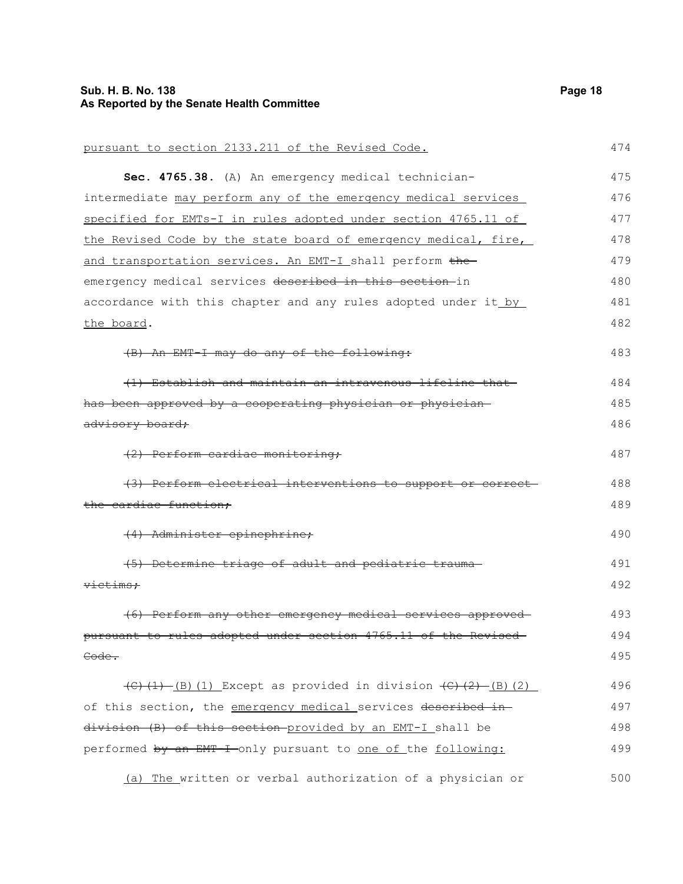pursuant to section 2133.211 of the Revised Code.

**Sec. 4765.38.** (A) An emergency medical technician-intermediate may perform any of the emergency medical services specified for EMTs-I in rules adopted under section 4765.11 of the Revised Code by the state board of emergency medical, fire, and transportation services. An EMT-I shall perform ~~the~~ emergency medical services ~~described in this section~~ in accordance with this chapter and any rules adopted under it by the board.

~~(B) An EMT-I may do any of the following:~~

~~(1) Establish and maintain an intravenous lifeline that has been approved by a cooperating physician or physician advisory board;~~

~~(2) Perform cardiac monitoring;~~

~~(3) Perform electrical interventions to support or correct the cardiac function;~~

~~(4) Administer epinephrine;~~

~~(5) Determine triage of adult and pediatric trauma victims;~~

~~(6) Perform any other emergency medical services approved pursuant to rules adopted under section 4765.11 of the Revised Code.~~

~~(C)(1)~~ (B)(1) Except as provided in division ~~(C)(2)~~ (B)(2) of this section, the emergency medical services ~~described in division (B) of this section~~ provided by an EMT-I shall be performed ~~by an EMT-I~~ only pursuant to one of the following:

(a) The written or verbal authorization of a physician or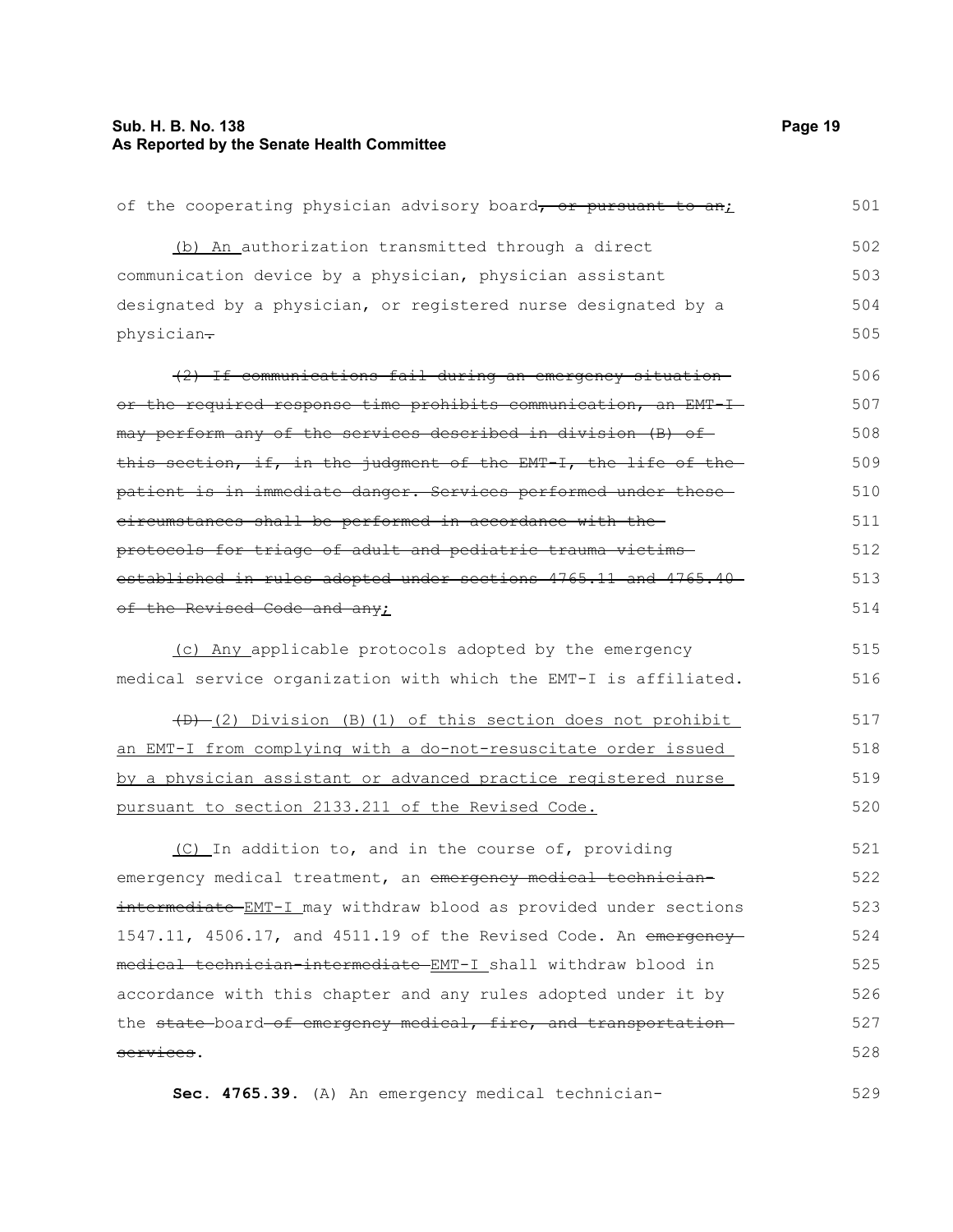of the cooperating physician advisory board~~, or pursuant to an~~;

(b) An authorization transmitted through a direct communication device by a physician, physician assistant designated by a physician, or registered nurse designated by a physician~~.~~

~~(2) If communications fail during an emergency situation or the required response time prohibits communication, an EMT-I may perform any of the services described in division (B) of this section, if, in the judgment of the EMT-I, the life of the patient is in immediate danger. Services performed under these circumstances shall be performed in accordance with the protocols for triage of adult and pediatric trauma victims established in rules adopted under sections 4765.11 and 4765.40 of the Revised Code and any~~;

(c) Any applicable protocols adopted by the emergency medical service organization with which the EMT-I is affiliated.

~~(D)~~ (2) Division (B)(1) of this section does not prohibit an EMT-I from complying with a do-not-resuscitate order issued by a physician assistant or advanced practice registered nurse pursuant to section 2133.211 of the Revised Code.

(C) In addition to, and in the course of, providing emergency medical treatment, an ~~emergency medical technician-intermediate~~ EMT-I may withdraw blood as provided under sections 1547.11, 4506.17, and 4511.19 of the Revised Code. An ~~emergency medical technician-intermediate~~ EMT-I shall withdraw blood in accordance with this chapter and any rules adopted under it by the ~~state~~ board ~~of emergency medical, fire, and transportation services~~.

**Sec. 4765.39.** (A) An emergency medical technician-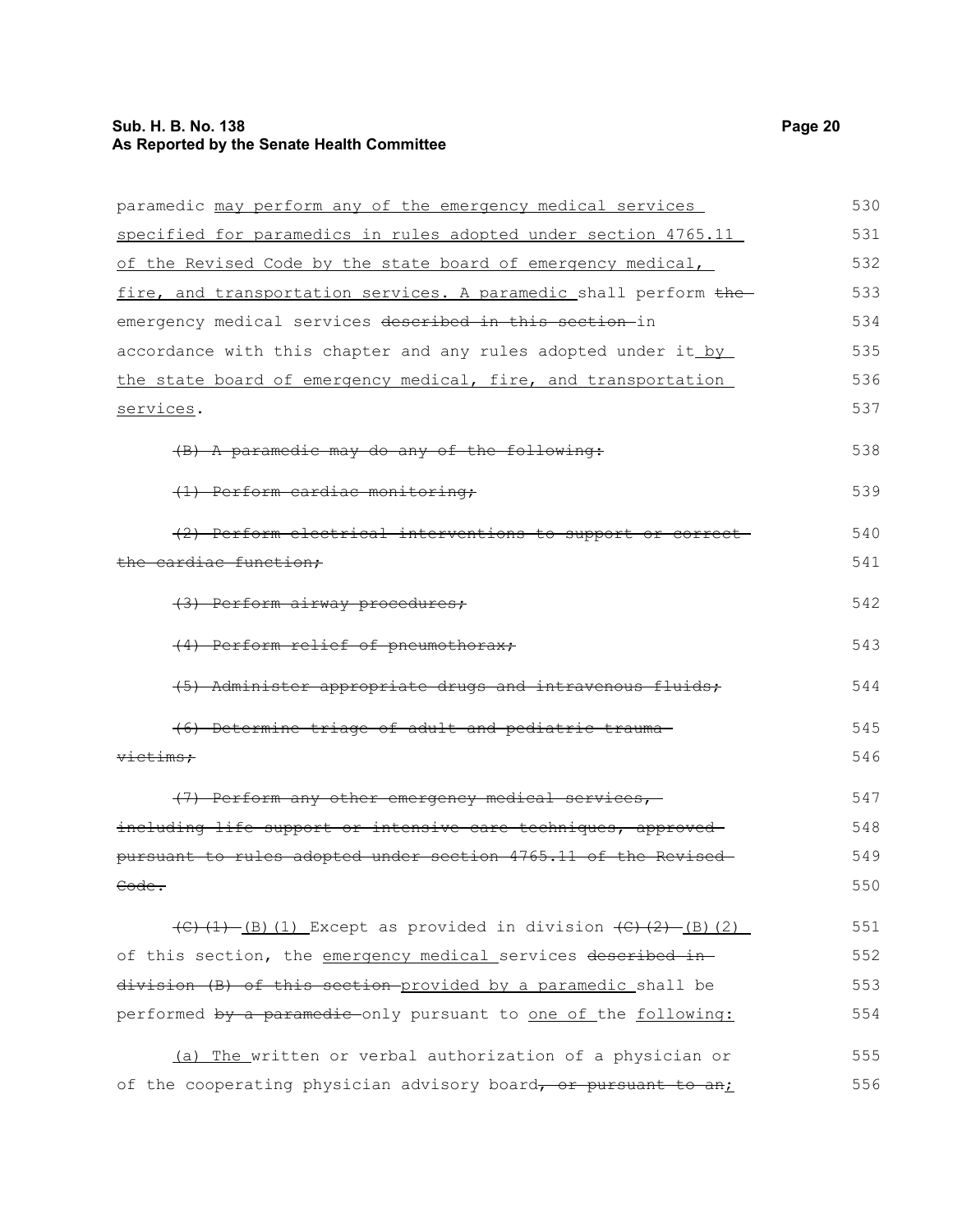paramedic may perform any of the emergency medical services specified for paramedics in rules adopted under section 4765.11 of the Revised Code by the state board of emergency medical, fire, and transportation services. A paramedic shall perform ~~the~~ emergency medical services ~~described in this section~~ in accordance with this chapter and any rules adopted under it by the state board of emergency medical, fire, and transportation services.

~~(B) A paramedic may do any of the following:~~

~~(1) Perform cardiac monitoring;~~

~~(2) Perform electrical interventions to support or correct the cardiac function;~~

~~(3) Perform airway procedures;~~

~~(4) Perform relief of pneumothorax;~~

~~(5) Administer appropriate drugs and intravenous fluids;~~

~~(6) Determine triage of adult and pediatric trauma victims;~~

~~(7) Perform any other emergency medical services, including life support or intensive care techniques, approved pursuant to rules adopted under section 4765.11 of the Revised Code.~~

~~(C)(1)~~ (B)(1) Except as provided in division ~~(C)(2)~~ (B)(2) of this section, the emergency medical services ~~described in division (B) of this section~~ provided by a paramedic shall be performed ~~by a paramedic~~ only pursuant to one of the following:

(a) The written or verbal authorization of a physician or of the cooperating physician advisory board~~, or pursuant to an~~;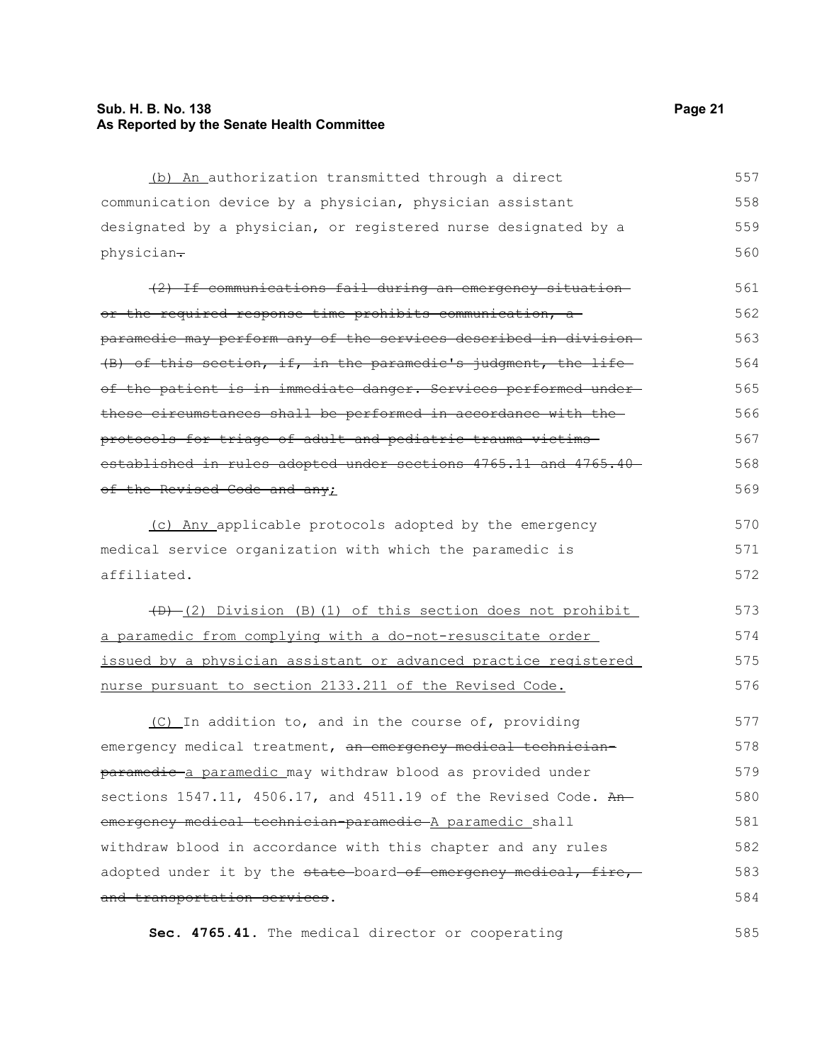(b) An authorization transmitted through a direct communication device by a physician, physician assistant designated by a physician, or registered nurse designated by a physician.

~~(2) If communications fail during an emergency situation or the required response time prohibits communication, a paramedic may perform any of the services described in division (B) of this section, if, in the paramedic's judgment, the life of the patient is in immediate danger. Services performed under these circumstances shall be performed in accordance with the protocols for triage of adult and pediatric trauma victims established in rules adopted under sections 4765.11 and 4765.40 of the Revised Code and any;~~

(c) Any applicable protocols adopted by the emergency medical service organization with which the paramedic is affiliated.

~~(D)~~ (2) Division (B)(1) of this section does not prohibit a paramedic from complying with a do-not-resuscitate order issued by a physician assistant or advanced practice registered nurse pursuant to section 2133.211 of the Revised Code.

(C) In addition to, and in the course of, providing emergency medical treatment, ~~an emergency medical technician-paramedic~~ a paramedic may withdraw blood as provided under sections 1547.11, 4506.17, and 4511.19 of the Revised Code. ~~An emergency medical technician-paramedic~~ A paramedic shall withdraw blood in accordance with this chapter and any rules adopted under it by the ~~state~~ board ~~of emergency medical, fire, and transportation services~~.

**Sec. 4765.41.** The medical director or cooperating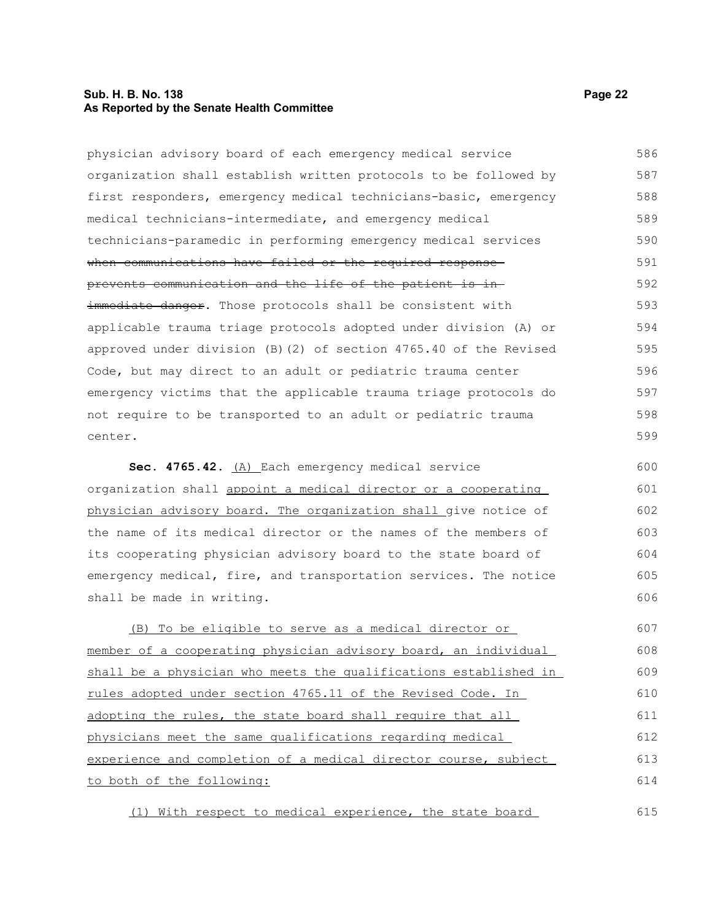physician advisory board of each emergency medical service organization shall establish written protocols to be followed by first responders, emergency medical technicians-basic, emergency medical technicians-intermediate, and emergency medical technicians-paramedic in performing emergency medical services ~~when communications have failed or the required response prevents communication and the life of the patient is in immediate danger~~. Those protocols shall be consistent with applicable trauma triage protocols adopted under division (A) or approved under division (B)(2) of section 4765.40 of the Revised Code, but may direct to an adult or pediatric trauma center emergency victims that the applicable trauma triage protocols do not require to be transported to an adult or pediatric trauma center.

**Sec. 4765.42.** <u>(A)</u> Each emergency medical service organization shall <u>appoint a medical director or a cooperating physician advisory board. The organization shall</u> give notice of the name of its medical director or the names of the members of its cooperating physician advisory board to the state board of emergency medical, fire, and transportation services. The notice shall be made in writing.

<u>(B) To be eligible to serve as a medical director or member of a cooperating physician advisory board, an individual shall be a physician who meets the qualifications established in rules adopted under section 4765.11 of the Revised Code. In adopting the rules, the state board shall require that all physicians meet the same qualifications regarding medical experience and completion of a medical director course, subject to both of the following:</u>

<u>(1) With respect to medical experience, the state board</u>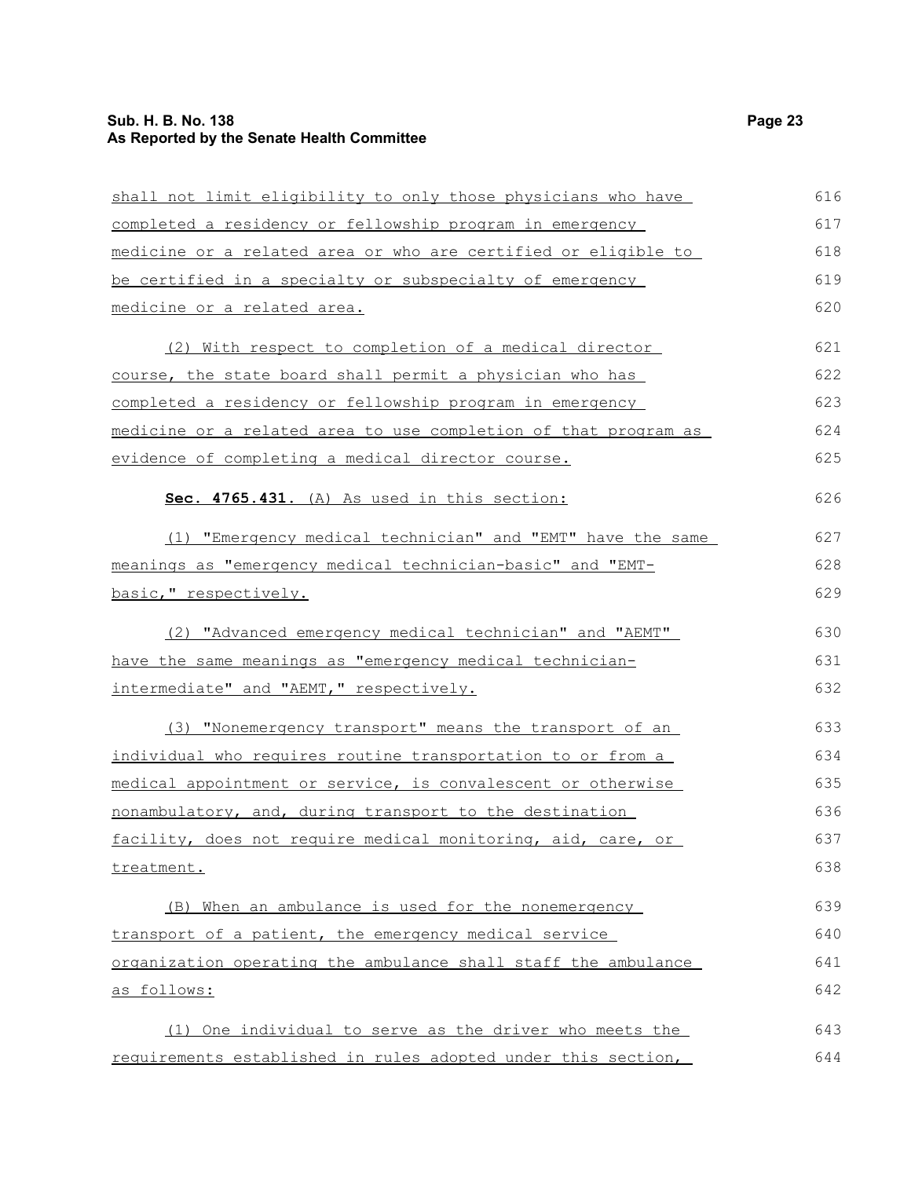shall not limit eligibility to only those physicians who have completed a residency or fellowship program in emergency medicine or a related area or who are certified or eligible to be certified in a specialty or subspecialty of emergency medicine or a related area.

(2) With respect to completion of a medical director course, the state board shall permit a physician who has completed a residency or fellowship program in emergency medicine or a related area to use completion of that program as evidence of completing a medical director course.

**Sec. 4765.431.** (A) As used in this section:

(1) "Emergency medical technician" and "EMT" have the same meanings as "emergency medical technician-basic" and "EMT-basic," respectively.

(2) "Advanced emergency medical technician" and "AEMT" have the same meanings as "emergency medical technician-intermediate" and "AEMT," respectively.

(3) "Nonemergency transport" means the transport of an individual who requires routine transportation to or from a medical appointment or service, is convalescent or otherwise nonambulatory, and, during transport to the destination facility, does not require medical monitoring, aid, care, or treatment.

(B) When an ambulance is used for the nonemergency transport of a patient, the emergency medical service organization operating the ambulance shall staff the ambulance as follows:

(1) One individual to serve as the driver who meets the requirements established in rules adopted under this section,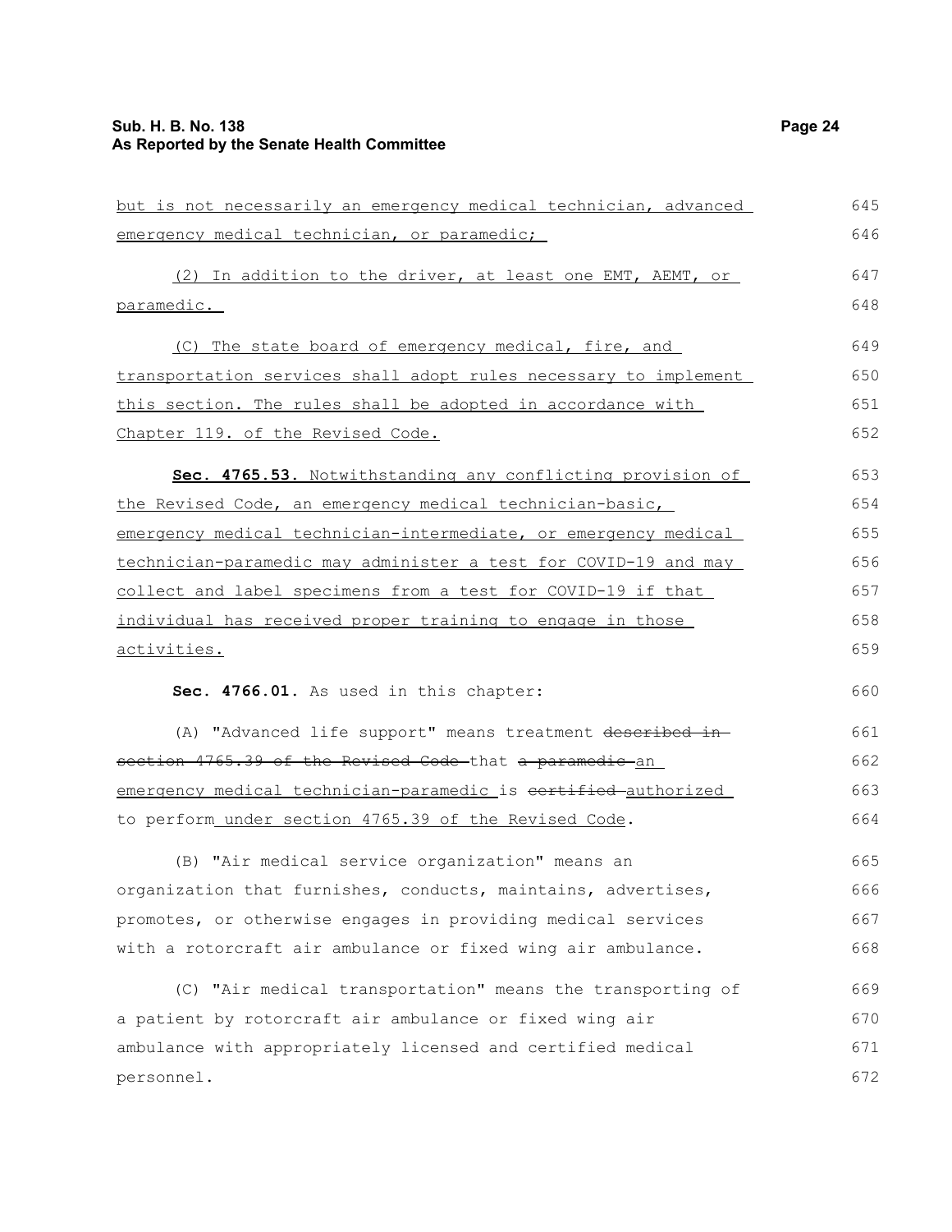but is not necessarily an emergency medical technician, advanced emergency medical technician, or paramedic;

(2) In addition to the driver, at least one EMT, AEMT, or paramedic.

(C) The state board of emergency medical, fire, and transportation services shall adopt rules necessary to implement this section. The rules shall be adopted in accordance with Chapter 119. of the Revised Code.

**Sec. 4765.53.** Notwithstanding any conflicting provision of the Revised Code, an emergency medical technician-basic, emergency medical technician-intermediate, or emergency medical technician-paramedic may administer a test for COVID-19 and may collect and label specimens from a test for COVID-19 if that individual has received proper training to engage in those activities.

**Sec. 4766.01.** As used in this chapter:

(A) "Advanced life support" means treatment ~~described in section 4765.39 of the Revised Code~~ that ~~a paramedic~~ an emergency medical technician-paramedic is ~~certified~~ authorized to perform under section 4765.39 of the Revised Code.

(B) "Air medical service organization" means an organization that furnishes, conducts, maintains, advertises, promotes, or otherwise engages in providing medical services with a rotorcraft air ambulance or fixed wing air ambulance.

(C) "Air medical transportation" means the transporting of a patient by rotorcraft air ambulance or fixed wing air ambulance with appropriately licensed and certified medical personnel.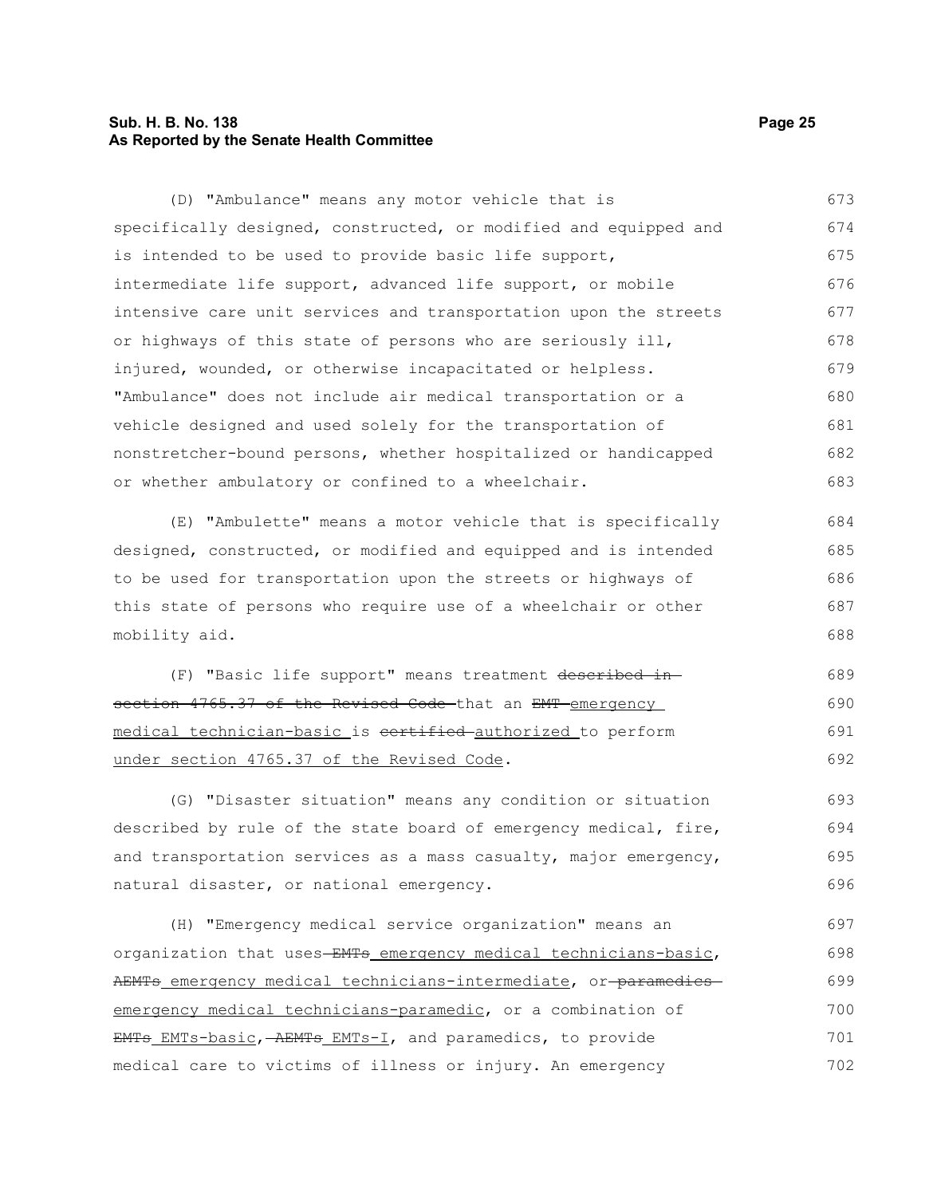(D) "Ambulance" means any motor vehicle that is specifically designed, constructed, or modified and equipped and is intended to be used to provide basic life support, intermediate life support, advanced life support, or mobile intensive care unit services and transportation upon the streets or highways of this state of persons who are seriously ill, injured, wounded, or otherwise incapacitated or helpless. "Ambulance" does not include air medical transportation or a vehicle designed and used solely for the transportation of nonstretcher-bound persons, whether hospitalized or handicapped or whether ambulatory or confined to a wheelchair.

(E) "Ambulette" means a motor vehicle that is specifically designed, constructed, or modified and equipped and is intended to be used for transportation upon the streets or highways of this state of persons who require use of a wheelchair or other mobility aid.

(F) "Basic life support" means treatment ~~described in section 4765.37 of the Revised Code~~ that an ~~EMT~~ emergency medical technician-basic is ~~certified~~ authorized to perform under section 4765.37 of the Revised Code.

(G) "Disaster situation" means any condition or situation described by rule of the state board of emergency medical, fire, and transportation services as a mass casualty, major emergency, natural disaster, or national emergency.

(H) "Emergency medical service organization" means an organization that uses ~~EMTs~~ emergency medical technicians-basic, ~~AEMTs~~ emergency medical technicians-intermediate, or ~~paramedics~~ emergency medical technicians-paramedic, or a combination of ~~EMTs~~ EMTs-basic, ~~AEMTs~~ EMTs-I, and paramedics, to provide medical care to victims of illness or injury. An emergency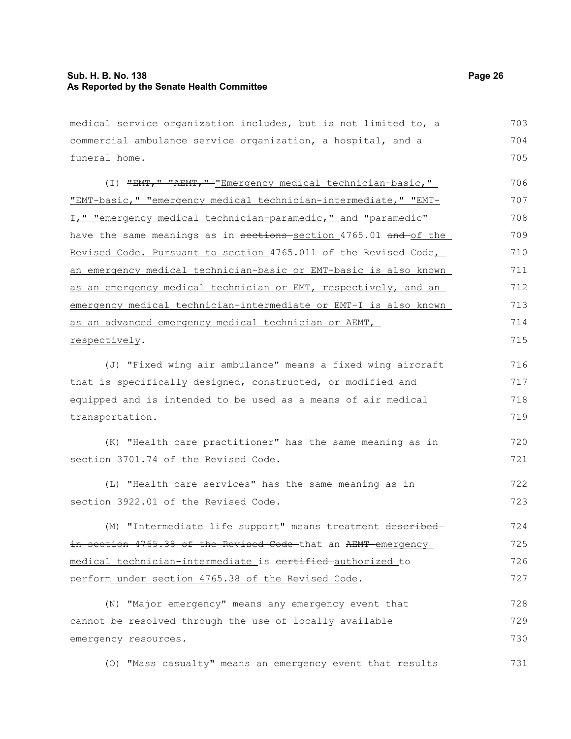medical service organization includes, but is not limited to, a commercial ambulance service organization, a hospital, and a funeral home.

(I) ~~"EMT," "AEMT,"~~ "Emergency medical technician-basic," "EMT-basic," "emergency medical technician-intermediate," "EMT-I," "emergency medical technician-paramedic," and "paramedic" have the same meanings as in ~~sections~~ section 4765.01 ~~and~~ of the Revised Code. Pursuant to section 4765.011 of the Revised Code, an emergency medical technician-basic or EMT-basic is also known as an emergency medical technician or EMT, respectively, and an emergency medical technician-intermediate or EMT-I is also known as an advanced emergency medical technician or AEMT, respectively.

(J) "Fixed wing air ambulance" means a fixed wing aircraft that is specifically designed, constructed, or modified and equipped and is intended to be used as a means of air medical transportation.

(K) "Health care practitioner" has the same meaning as in section 3701.74 of the Revised Code.

(L) "Health care services" has the same meaning as in section 3922.01 of the Revised Code.

(M) "Intermediate life support" means treatment ~~described in section 4765.38 of the Revised Code~~ that an ~~AEMT~~ emergency medical technician-intermediate is ~~certified~~ authorized to perform under section 4765.38 of the Revised Code.

(N) "Major emergency" means any emergency event that cannot be resolved through the use of locally available emergency resources.

(O) "Mass casualty" means an emergency event that results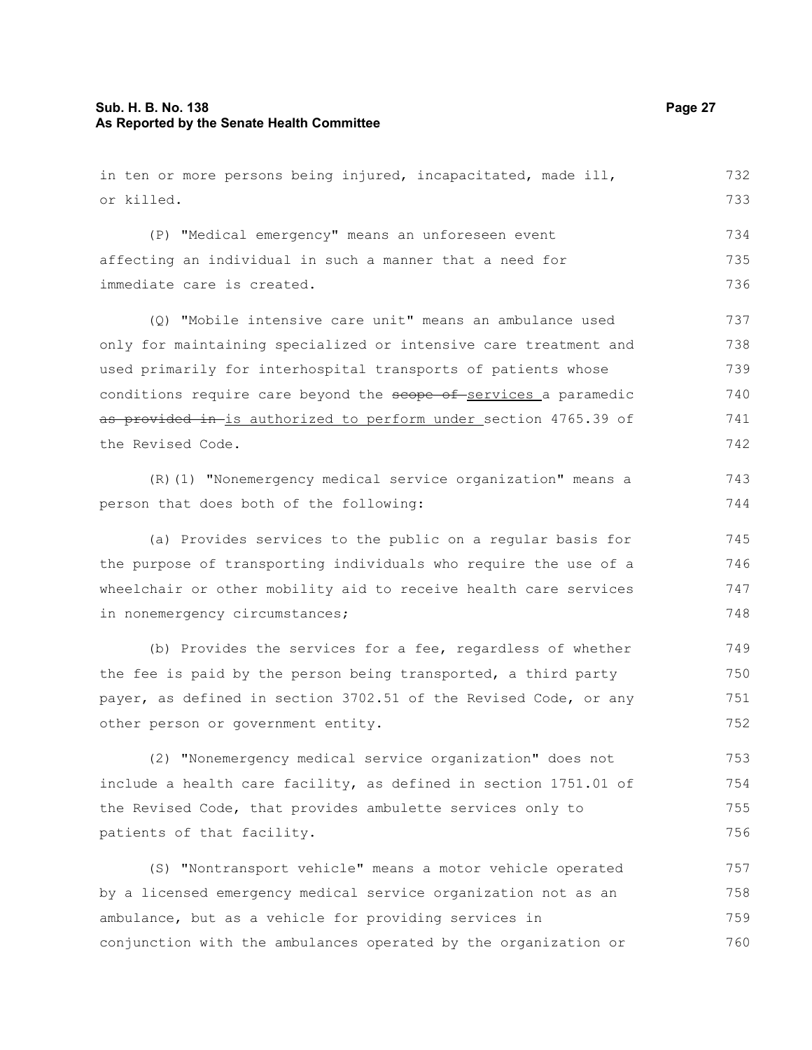in ten or more persons being injured, incapacitated, made ill, or killed.

(P) "Medical emergency" means an unforeseen event affecting an individual in such a manner that a need for immediate care is created.

(Q) "Mobile intensive care unit" means an ambulance used only for maintaining specialized or intensive care treatment and used primarily for interhospital transports of patients whose conditions require care beyond the ~~scope of~~ services a paramedic ~~as provided in~~ is authorized to perform under section 4765.39 of the Revised Code.

(R)(1) "Nonemergency medical service organization" means a person that does both of the following:

(a) Provides services to the public on a regular basis for the purpose of transporting individuals who require the use of a wheelchair or other mobility aid to receive health care services in nonemergency circumstances;

(b) Provides the services for a fee, regardless of whether the fee is paid by the person being transported, a third party payer, as defined in section 3702.51 of the Revised Code, or any other person or government entity.

(2) "Nonemergency medical service organization" does not include a health care facility, as defined in section 1751.01 of the Revised Code, that provides ambulette services only to patients of that facility.

(S) "Nontransport vehicle" means a motor vehicle operated by a licensed emergency medical service organization not as an ambulance, but as a vehicle for providing services in conjunction with the ambulances operated by the organization or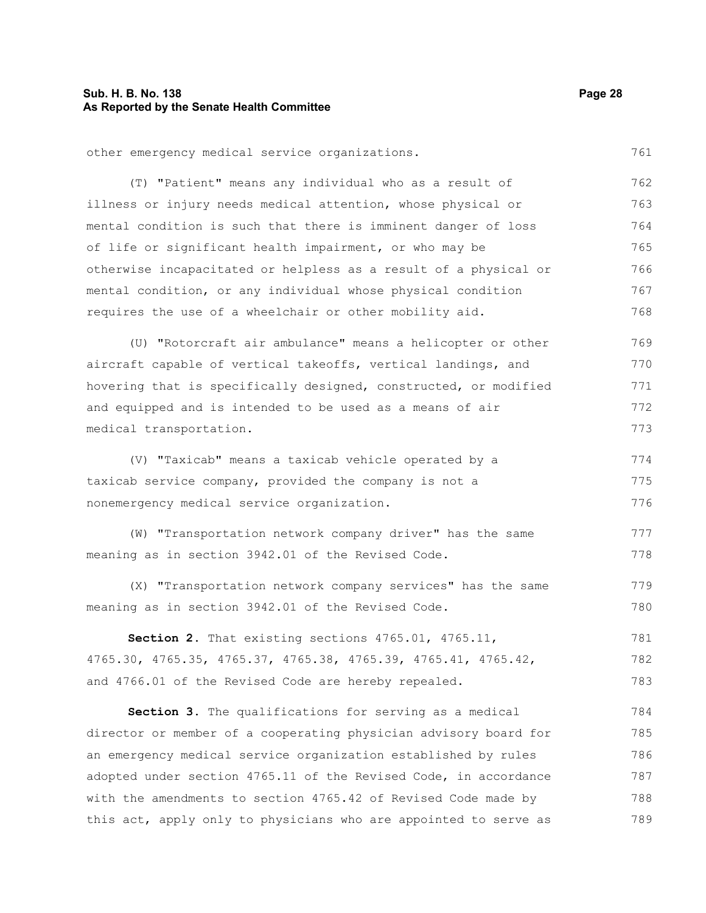other emergency medical service organizations.

(T) "Patient" means any individual who as a result of illness or injury needs medical attention, whose physical or mental condition is such that there is imminent danger of loss of life or significant health impairment, or who may be otherwise incapacitated or helpless as a result of a physical or mental condition, or any individual whose physical condition requires the use of a wheelchair or other mobility aid.

(U) "Rotorcraft air ambulance" means a helicopter or other aircraft capable of vertical takeoffs, vertical landings, and hovering that is specifically designed, constructed, or modified and equipped and is intended to be used as a means of air medical transportation.

(V) "Taxicab" means a taxicab vehicle operated by a taxicab service company, provided the company is not a nonemergency medical service organization.

(W) "Transportation network company driver" has the same meaning as in section 3942.01 of the Revised Code.

(X) "Transportation network company services" has the same meaning as in section 3942.01 of the Revised Code.

**Section 2.** That existing sections 4765.01, 4765.11, 4765.30, 4765.35, 4765.37, 4765.38, 4765.39, 4765.41, 4765.42, and 4766.01 of the Revised Code are hereby repealed.

**Section 3.** The qualifications for serving as a medical director or member of a cooperating physician advisory board for an emergency medical service organization established by rules adopted under section 4765.11 of the Revised Code, in accordance with the amendments to section 4765.42 of Revised Code made by this act, apply only to physicians who are appointed to serve as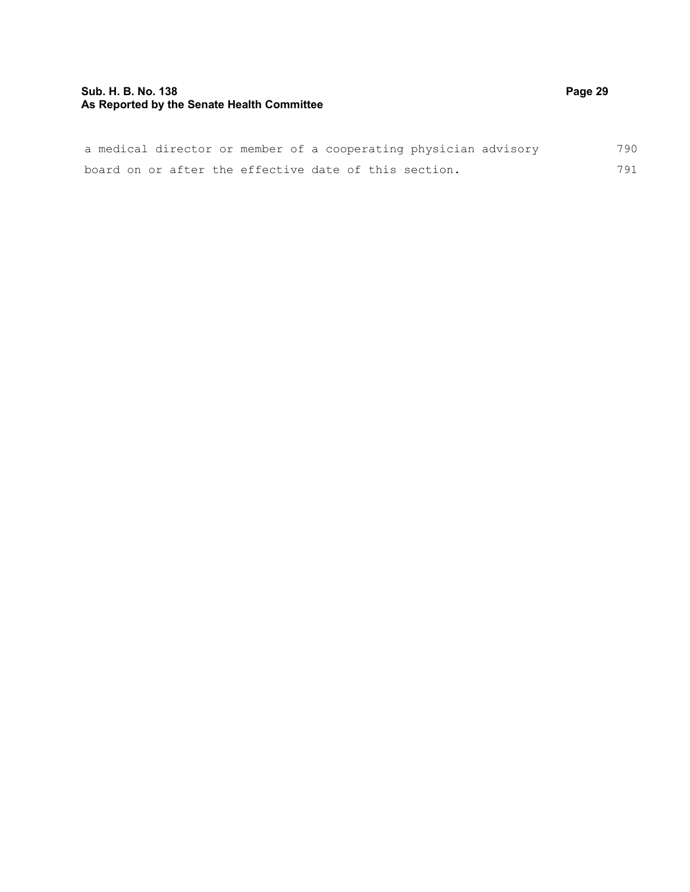a medical director or member of a cooperating physician advisory board on or after the effective date of this section.